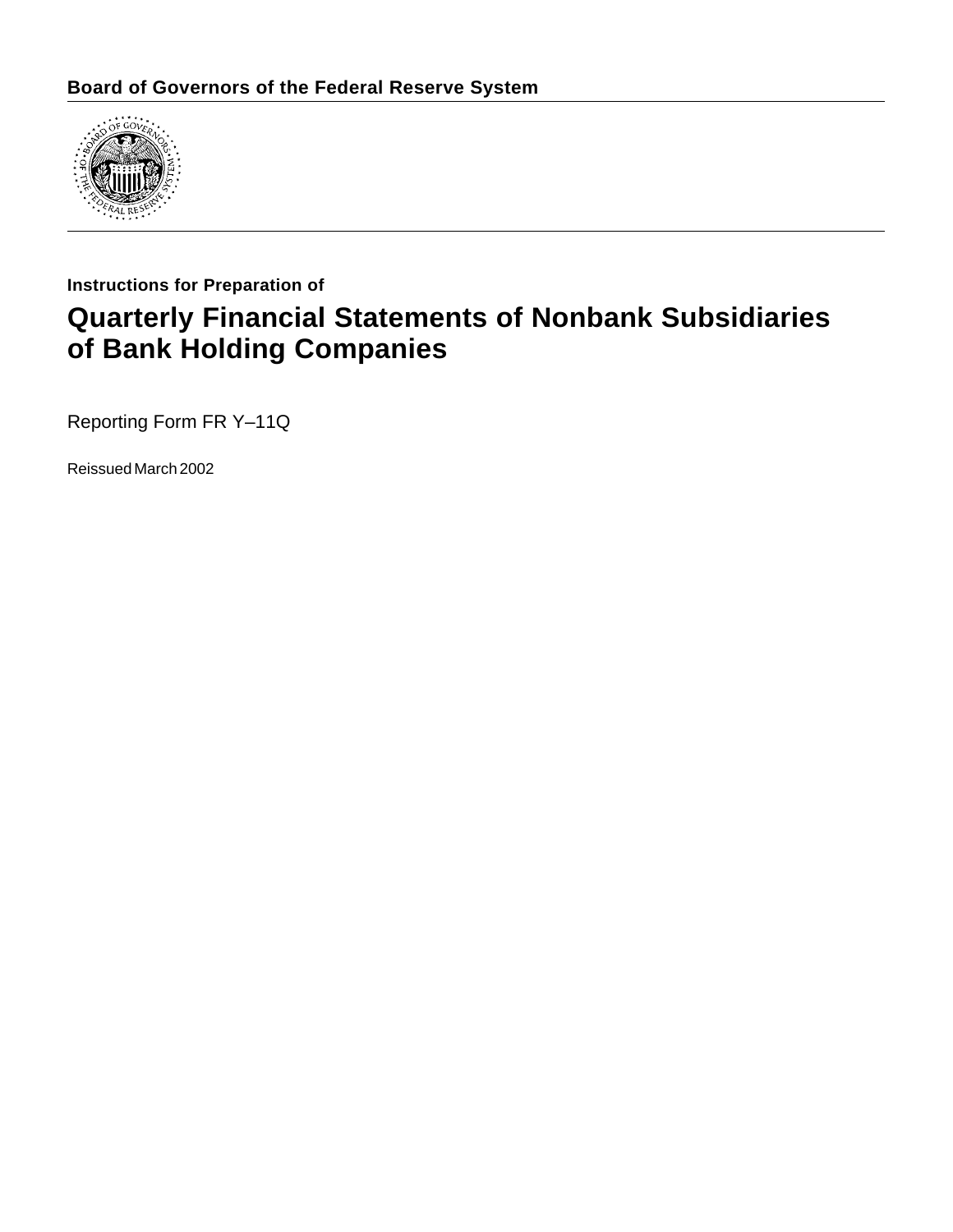**Board of Governors of the Federal Reserve System**

Instructions for Preparation of

# Quarterly Financial Statements of Nonbank Subsidiaries of Bank Holding Companies

Reporting Form FR Y–11Q

Reissued March 2002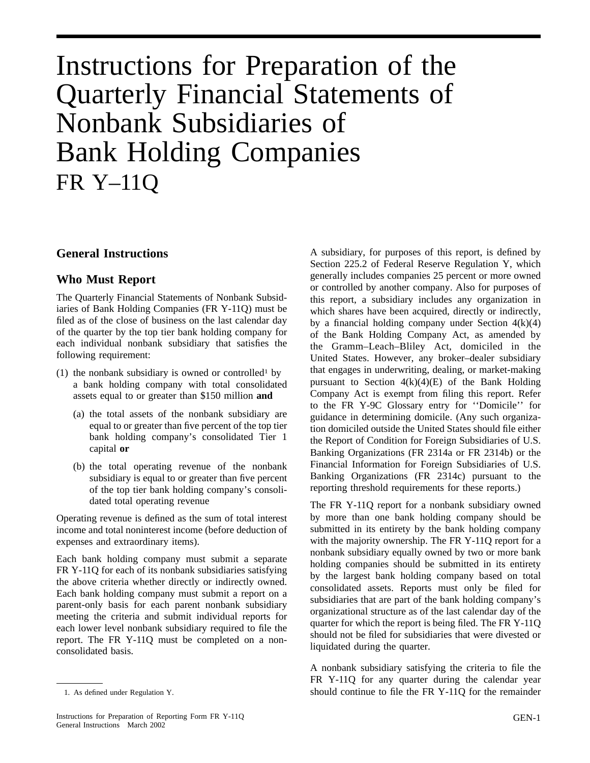# Instructions for Preparation of the Quarterly Financial Statements of Nonbank Subsidiaries of Bank Holding Companies FR Y–11Q

## General Instructions

## Who Must Report

The Quarterly Financial Statements of Nonbank Subsidiaries of Bank Holding Companies (FR Y-11Q) must be filed as of the close of business on the last calendar day of the quarter by the top tier bank holding company for each individual nonbank subsidiary that satisfies the following requirement:

(1) the nonbank subsidiary is owned or controlled[1] by a bank holding company with total consolidated assets equal to or greater than $150 million **and**

   (a) the total assets of the nonbank subsidiary are equal to or greater than five percent of the top tier bank holding company's consolidated Tier 1 capital **or**

   (b) the total operating revenue of the nonbank subsidiary is equal to or greater than five percent of the top tier bank holding company's consolidated total operating revenue

Operating revenue is defined as the sum of total interest income and total noninterest income (before deduction of expenses and extraordinary items).

Each bank holding company must submit a separate FR Y-11Q for each of its nonbank subsidiaries satisfying the above criteria whether directly or indirectly owned. Each bank holding company must submit a report on a parent-only basis for each parent nonbank subsidiary meeting the criteria and submit individual reports for each lower level nonbank subsidiary required to file the report. The FR Y-11Q must be completed on a nonconsolidated basis.

A subsidiary, for purposes of this report, is defined by Section 225.2 of Federal Reserve Regulation Y, which generally includes companies 25 percent or more owned or controlled by another company. Also for purposes of this report, a subsidiary includes any organization in which shares have been acquired, directly or indirectly, by a financial holding company under Section 4(k)(4) of the Bank Holding Company Act, as amended by the Gramm–Leach–Bliley Act, domiciled in the United States. However, any broker–dealer subsidiary that engages in underwriting, dealing, or market-making pursuant to Section 4(k)(4)(E) of the Bank Holding Company Act is exempt from filing this report. Refer to the FR Y-9C Glossary entry for ''Domicile'' for guidance in determining domicile. (Any such organization domiciled outside the United States should file either the Report of Condition for Foreign Subsidiaries of U.S. Banking Organizations (FR 2314a or FR 2314b) or the Financial Information for Foreign Subsidiaries of U.S. Banking Organizations (FR 2314c) pursuant to the reporting threshold requirements for these reports.)

The FR Y-11Q report for a nonbank subsidiary owned by more than one bank holding company should be submitted in its entirety by the bank holding company with the majority ownership. The FR Y-11Q report for a nonbank subsidiary equally owned by two or more bank holding companies should be submitted in its entirety by the largest bank holding company based on total consolidated assets. Reports must only be filed for subsidiaries that are part of the bank holding company's organizational structure as of the last calendar day of the quarter for which the report is being filed. The FR Y-11Q should not be filed for subsidiaries that were divested or liquidated during the quarter.

A nonbank subsidiary satisfying the criteria to file the FR Y-11Q for any quarter during the calendar year should continue to file the FR Y-11Q for the remainder

---

1. As defined under Regulation Y.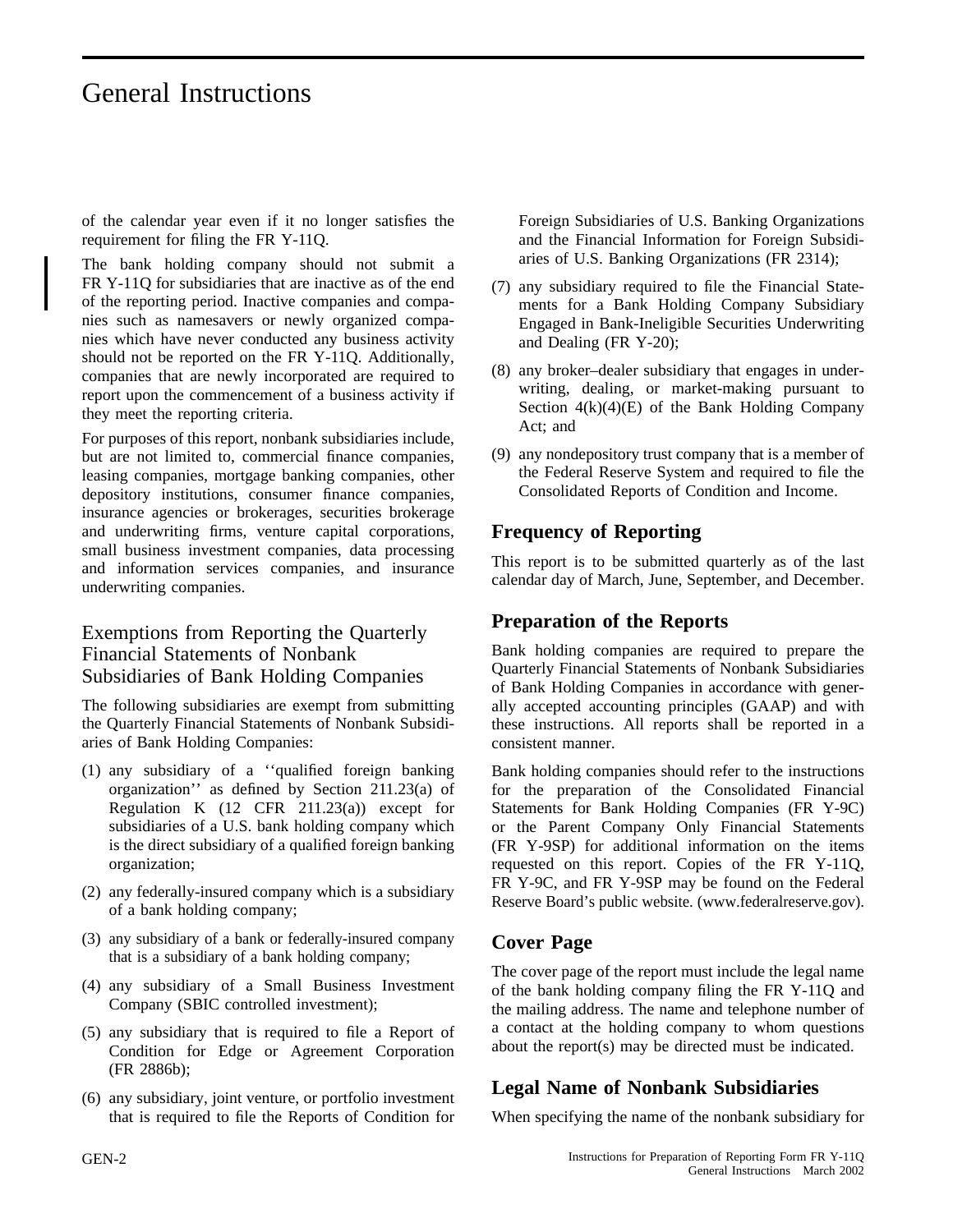of the calendar year even if it no longer satisfies the requirement for filing the FR Y-11Q.

The bank holding company should not submit a FR Y-11Q for subsidiaries that are inactive as of the end of the reporting period. Inactive companies and companies such as namesavers or newly organized companies which have never conducted any business activity should not be reported on the FR Y-11Q. Additionally, companies that are newly incorporated are required to report upon the commencement of a business activity if they meet the reporting criteria.

For purposes of this report, nonbank subsidiaries include, but are not limited to, commercial finance companies, leasing companies, mortgage banking companies, other depository institutions, consumer finance companies, insurance agencies or brokerages, securities brokerage and underwriting firms, venture capital corporations, small business investment companies, data processing and information services companies, and insurance underwriting companies.

## Exemptions from Reporting the Quarterly Financial Statements of Nonbank Subsidiaries of Bank Holding Companies

The following subsidiaries are exempt from submitting the Quarterly Financial Statements of Nonbank Subsidiaries of Bank Holding Companies:

(1) any subsidiary of a ''qualified foreign banking organization'' as defined by Section 211.23(a) of Regulation K (12 CFR 211.23(a)) except for subsidiaries of a U.S. bank holding company which is the direct subsidiary of a qualified foreign banking organization;

(2) any federally-insured company which is a subsidiary of a bank holding company;

(3) any subsidiary of a bank or federally-insured company that is a subsidiary of a bank holding company;

(4) any subsidiary of a Small Business Investment Company (SBIC controlled investment);

(5) any subsidiary that is required to file a Report of Condition for Edge or Agreement Corporation (FR 2886b);

(6) any subsidiary, joint venture, or portfolio investment that is required to file the Reports of Condition for Foreign Subsidiaries of U.S. Banking Organizations and the Financial Information for Foreign Subsidiaries of U.S. Banking Organizations (FR 2314);

(7) any subsidiary required to file the Financial Statements for a Bank Holding Company Subsidiary Engaged in Bank-Ineligible Securities Underwriting and Dealing (FR Y-20);

(8) any broker–dealer subsidiary that engages in underwriting, dealing, or market-making pursuant to Section 4(k)(4)(E) of the Bank Holding Company Act; and

(9) any nondepository trust company that is a member of the Federal Reserve System and required to file the Consolidated Reports of Condition and Income.

## Frequency of Reporting

This report is to be submitted quarterly as of the last calendar day of March, June, September, and December.

## Preparation of the Reports

Bank holding companies are required to prepare the Quarterly Financial Statements of Nonbank Subsidiaries of Bank Holding Companies in accordance with generally accepted accounting principles (GAAP) and with these instructions. All reports shall be reported in a consistent manner.

Bank holding companies should refer to the instructions for the preparation of the Consolidated Financial Statements for Bank Holding Companies (FR Y-9C) or the Parent Company Only Financial Statements (FR Y-9SP) for additional information on the items requested on this report. Copies of the FR Y-11Q, FR Y-9C, and FR Y-9SP may be found on the Federal Reserve Board's public website. (www.federalreserve.gov).

## Cover Page

The cover page of the report must include the legal name of the bank holding company filing the FR Y-11Q and the mailing address. The name and telephone number of a contact at the holding company to whom questions about the report(s) may be directed must be indicated.

## Legal Name of Nonbank Subsidiaries

When specifying the name of the nonbank subsidiary for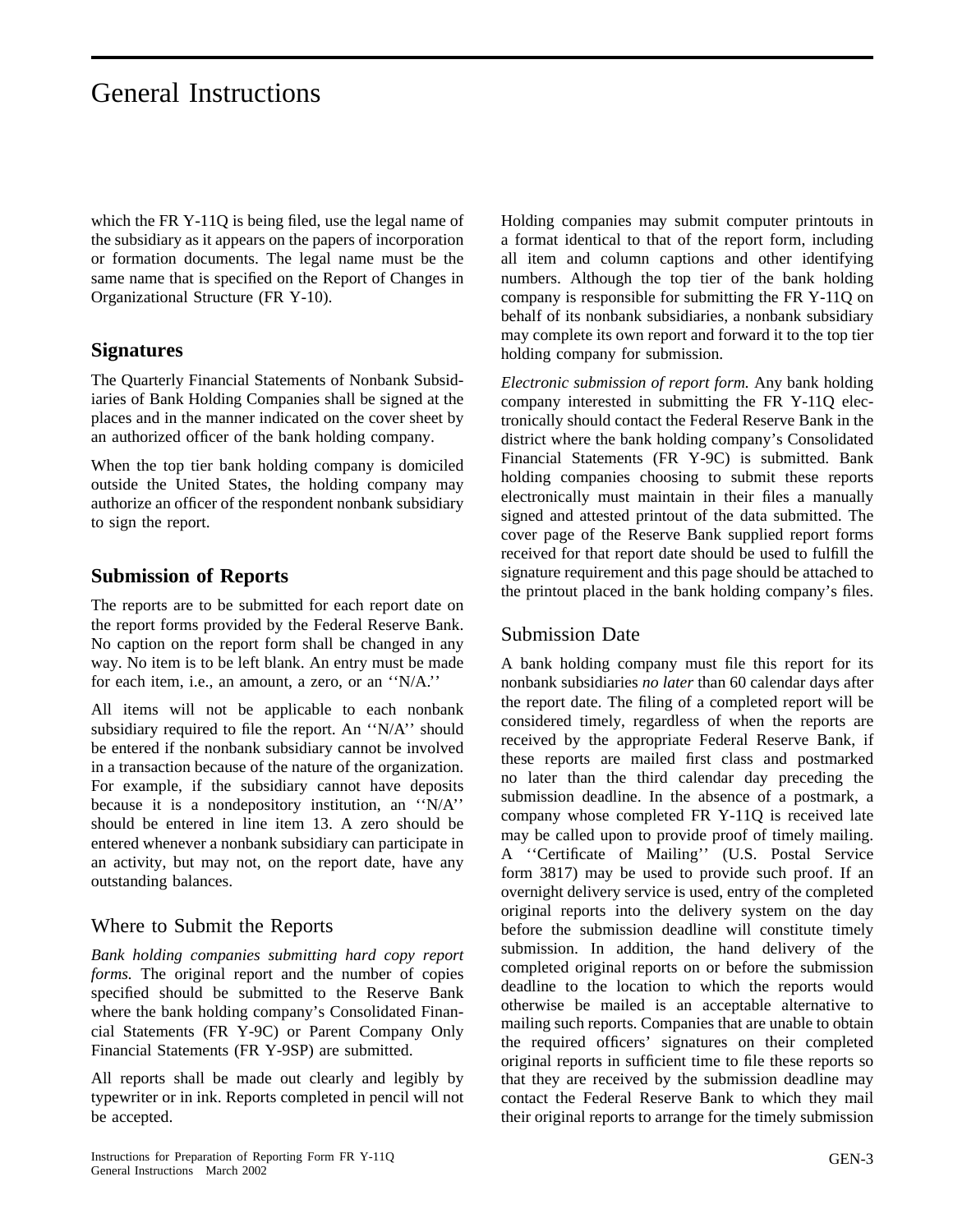which the FR Y-11Q is being filed, use the legal name of the subsidiary as it appears on the papers of incorporation or formation documents. The legal name must be the same name that is specified on the Report of Changes in Organizational Structure (FR Y-10).

## Signatures

The Quarterly Financial Statements of Nonbank Subsidiaries of Bank Holding Companies shall be signed at the places and in the manner indicated on the cover sheet by an authorized officer of the bank holding company.

When the top tier bank holding company is domiciled outside the United States, the holding company may authorize an officer of the respondent nonbank subsidiary to sign the report.

## Submission of Reports

The reports are to be submitted for each report date on the report forms provided by the Federal Reserve Bank. No caption on the report form shall be changed in any way. No item is to be left blank. An entry must be made for each item, i.e., an amount, a zero, or an ''N/A.''

All items will not be applicable to each nonbank subsidiary required to file the report. An ''N/A'' should be entered if the nonbank subsidiary cannot be involved in a transaction because of the nature of the organization. For example, if the subsidiary cannot have deposits because it is a nondepository institution, an ''N/A'' should be entered in line item 13. A zero should be entered whenever a nonbank subsidiary can participate in an activity, but may not, on the report date, have any outstanding balances.

### Where to Submit the Reports

*Bank holding companies submitting hard copy report forms.* The original report and the number of copies specified should be submitted to the Reserve Bank where the bank holding company's Consolidated Financial Statements (FR Y-9C) or Parent Company Only Financial Statements (FR Y-9SP) are submitted.

All reports shall be made out clearly and legibly by typewriter or in ink. Reports completed in pencil will not be accepted.

Holding companies may submit computer printouts in a format identical to that of the report form, including all item and column captions and other identifying numbers. Although the top tier of the bank holding company is responsible for submitting the FR Y-11Q on behalf of its nonbank subsidiaries, a nonbank subsidiary may complete its own report and forward it to the top tier holding company for submission.

*Electronic submission of report form.* Any bank holding company interested in submitting the FR Y-11Q electronically should contact the Federal Reserve Bank in the district where the bank holding company's Consolidated Financial Statements (FR Y-9C) is submitted. Bank holding companies choosing to submit these reports electronically must maintain in their files a manually signed and attested printout of the data submitted. The cover page of the Reserve Bank supplied report forms received for that report date should be used to fulfill the signature requirement and this page should be attached to the printout placed in the bank holding company's files.

### Submission Date

A bank holding company must file this report for its nonbank subsidiaries *no later* than 60 calendar days after the report date. The filing of a completed report will be considered timely, regardless of when the reports are received by the appropriate Federal Reserve Bank, if these reports are mailed first class and postmarked no later than the third calendar day preceding the submission deadline. In the absence of a postmark, a company whose completed FR Y-11Q is received late may be called upon to provide proof of timely mailing. A ''Certificate of Mailing'' (U.S. Postal Service form 3817) may be used to provide such proof. If an overnight delivery service is used, entry of the completed original reports into the delivery system on the day before the submission deadline will constitute timely submission. In addition, the hand delivery of the completed original reports on or before the submission deadline to the location to which the reports would otherwise be mailed is an acceptable alternative to mailing such reports. Companies that are unable to obtain the required officers' signatures on their completed original reports in sufficient time to file these reports so that they are received by the submission deadline may contact the Federal Reserve Bank to which they mail their original reports to arrange for the timely submission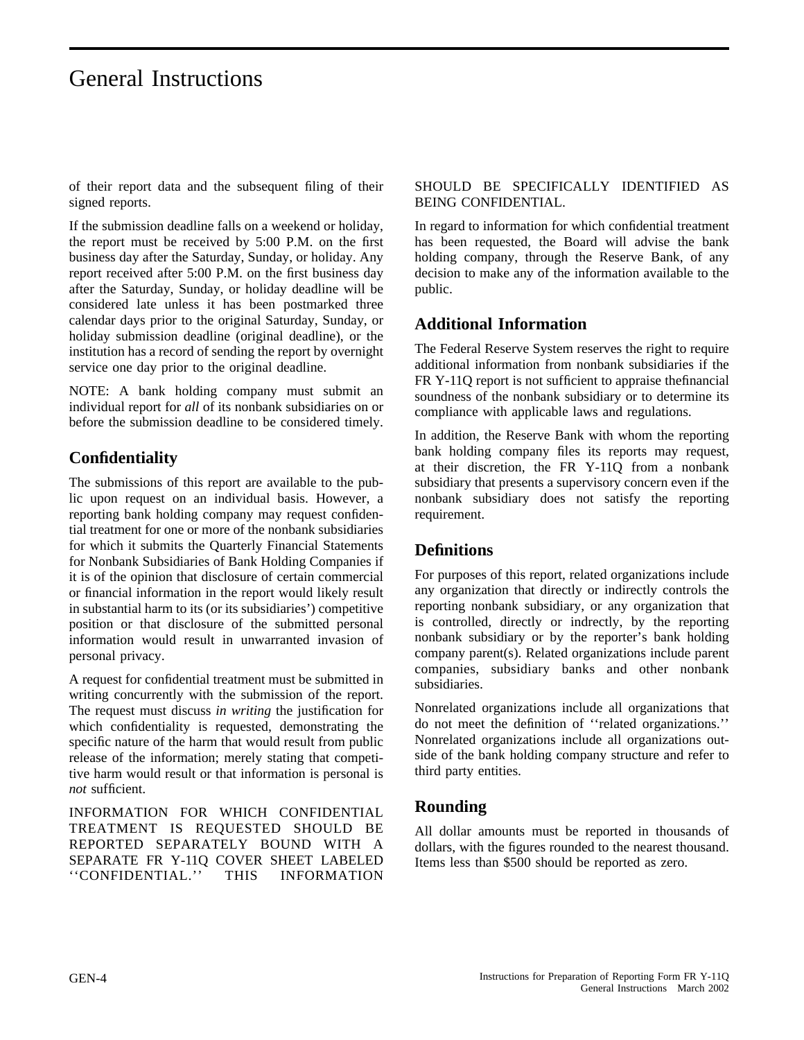of their report data and the subsequent filing of their signed reports.

If the submission deadline falls on a weekend or holiday, the report must be received by 5:00 P.M. on the first business day after the Saturday, Sunday, or holiday. Any report received after 5:00 P.M. on the first business day after the Saturday, Sunday, or holiday deadline will be considered late unless it has been postmarked three calendar days prior to the original Saturday, Sunday, or holiday submission deadline (original deadline), or the institution has a record of sending the report by overnight service one day prior to the original deadline.

NOTE: A bank holding company must submit an individual report for *all* of its nonbank subsidiaries on or before the submission deadline to be considered timely.

## Confidentiality

The submissions of this report are available to the public upon request on an individual basis. However, a reporting bank holding company may request confidential treatment for one or more of the nonbank subsidiaries for which it submits the Quarterly Financial Statements for Nonbank Subsidiaries of Bank Holding Companies if it is of the opinion that disclosure of certain commercial or financial information in the report would likely result in substantial harm to its (or its subsidiaries') competitive position or that disclosure of the submitted personal information would result in unwarranted invasion of personal privacy.

A request for confidential treatment must be submitted in writing concurrently with the submission of the report. The request must discuss *in writing* the justification for which confidentiality is requested, demonstrating the specific nature of the harm that would result from public release of the information; merely stating that competitive harm would result or that information is personal is *not* sufficient.

INFORMATION FOR WHICH CONFIDENTIAL TREATMENT IS REQUESTED SHOULD BE REPORTED SEPARATELY BOUND WITH A SEPARATE FR Y-11Q COVER SHEET LABELED ''CONFIDENTIAL.'' THIS INFORMATION SHOULD BE SPECIFICALLY IDENTIFIED AS BEING CONFIDENTIAL.

In regard to information for which confidential treatment has been requested, the Board will advise the bank holding company, through the Reserve Bank, of any decision to make any of the information available to the public.

## Additional Information

The Federal Reserve System reserves the right to require additional information from nonbank subsidiaries if the FR Y-11Q report is not sufficient to appraise thefinancial soundness of the nonbank subsidiary or to determine its compliance with applicable laws and regulations.

In addition, the Reserve Bank with whom the reporting bank holding company files its reports may request, at their discretion, the FR Y-11Q from a nonbank subsidiary that presents a supervisory concern even if the nonbank subsidiary does not satisfy the reporting requirement.

## Definitions

For purposes of this report, related organizations include any organization that directly or indirectly controls the reporting nonbank subsidiary, or any organization that is controlled, directly or indrectly, by the reporting nonbank subsidiary or by the reporter's bank holding company parent(s). Related organizations include parent companies, subsidiary banks and other nonbank subsidiaries.

Nonrelated organizations include all organizations that do not meet the definition of ''related organizations.'' Nonrelated organizations include all organizations outside of the bank holding company structure and refer to third party entities.

## Rounding

All dollar amounts must be reported in thousands of dollars, with the figures rounded to the nearest thousand. Items less than $500 should be reported as zero.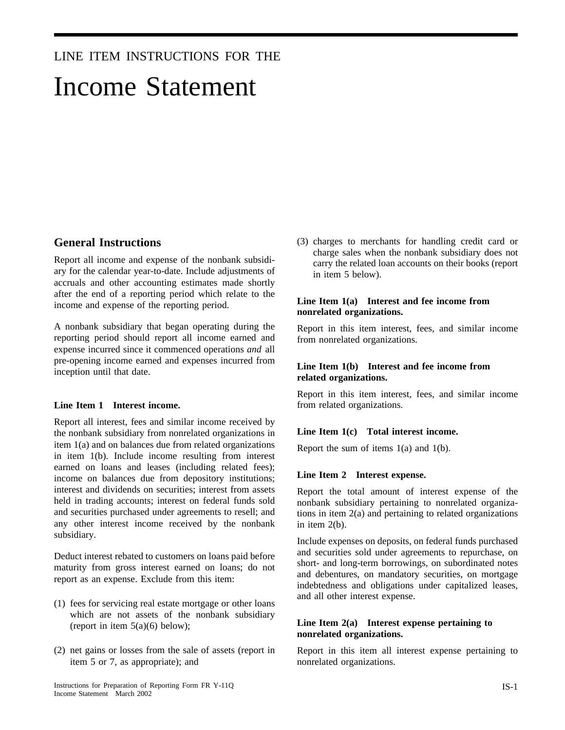LINE ITEM INSTRUCTIONS FOR THE

# Income Statement

## General Instructions

Report all income and expense of the nonbank subsidiary for the calendar year-to-date. Include adjustments of accruals and other accounting estimates made shortly after the end of a reporting period which relate to the income and expense of the reporting period.

A nonbank subsidiary that began operating during the reporting period should report all income earned and expense incurred since it commenced operations *and* all pre-opening income earned and expenses incurred from inception until that date.

**Line Item 1 Interest income.**

Report all interest, fees and similar income received by the nonbank subsidiary from nonrelated organizations in item 1(a) and on balances due from related organizations in item 1(b). Include income resulting from interest earned on loans and leases (including related fees); income on balances due from depository institutions; interest and dividends on securities; interest from assets held in trading accounts; interest on federal funds sold and securities purchased under agreements to resell; and any other interest income received by the nonbank subsidiary.

Deduct interest rebated to customers on loans paid before maturity from gross interest earned on loans; do not report as an expense. Exclude from this item:

(1) fees for servicing real estate mortgage or other loans which are not assets of the nonbank subsidiary (report in item 5(a)(6) below);

(2) net gains or losses from the sale of assets (report in item 5 or 7, as appropriate); and

(3) charges to merchants for handling credit card or charge sales when the nonbank subsidiary does not carry the related loan accounts on their books (report in item 5 below).

**Line Item 1(a) Interest and fee income from nonrelated organizations.**

Report in this item interest, fees, and similar income from nonrelated organizations.

**Line Item 1(b) Interest and fee income from related organizations.**

Report in this item interest, fees, and similar income from related organizations.

**Line Item 1(c) Total interest income.**

Report the sum of items 1(a) and 1(b).

**Line Item 2 Interest expense.**

Report the total amount of interest expense of the nonbank subsidiary pertaining to nonrelated organizations in item 2(a) and pertaining to related organizations in item 2(b).

Include expenses on deposits, on federal funds purchased and securities sold under agreements to repurchase, on short- and long-term borrowings, on subordinated notes and debentures, on mandatory securities, on mortgage indebtedness and obligations under capitalized leases, and all other interest expense.

**Line Item 2(a) Interest expense pertaining to nonrelated organizations.**

Report in this item all interest expense pertaining to nonrelated organizations.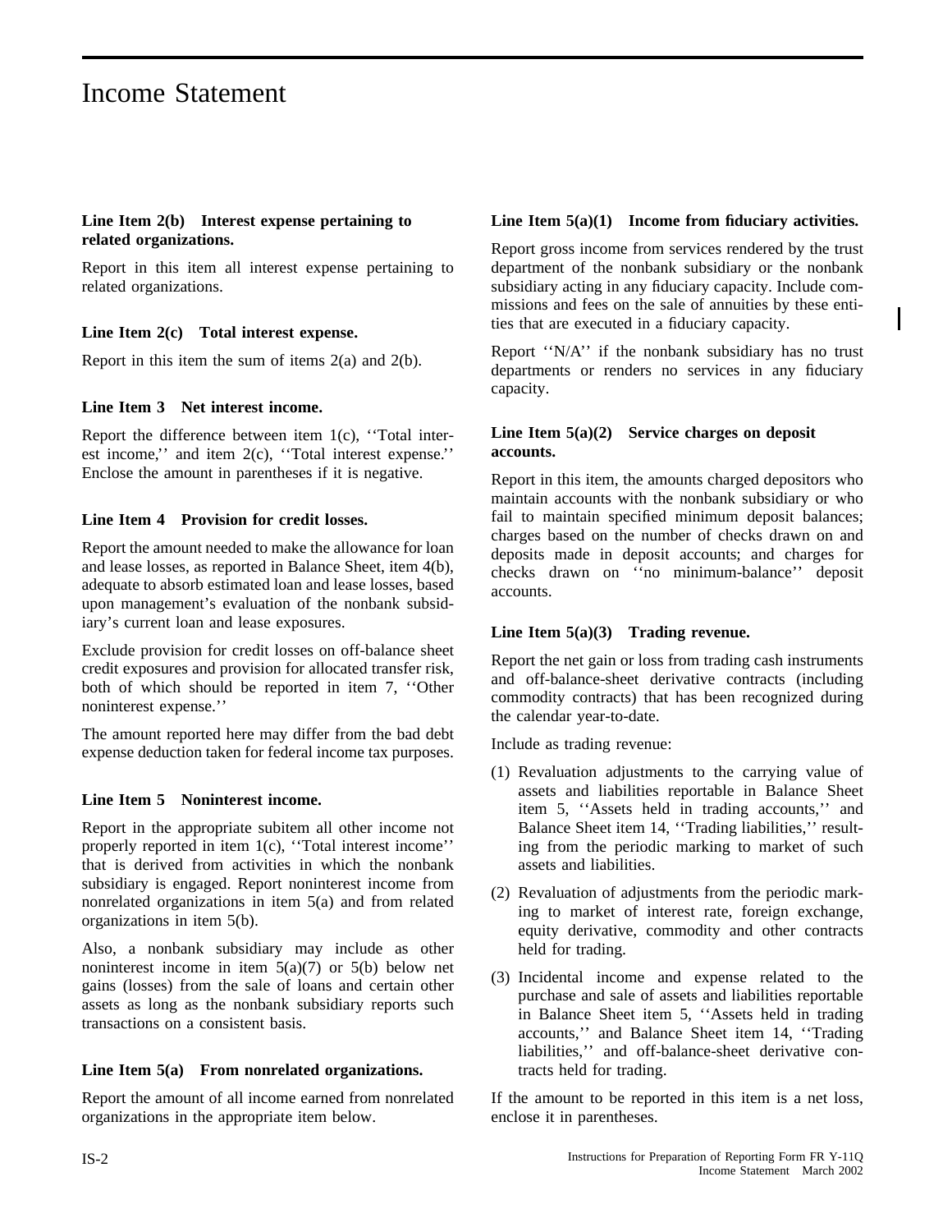# Income Statement

**Line Item 2(b) Interest expense pertaining to related organizations.**

Report in this item all interest expense pertaining to related organizations.

**Line Item 2(c) Total interest expense.**

Report in this item the sum of items 2(a) and 2(b).

**Line Item 3 Net interest income.**

Report the difference between item 1(c), ''Total interest income,'' and item 2(c), ''Total interest expense.'' Enclose the amount in parentheses if it is negative.

**Line Item 4 Provision for credit losses.**

Report the amount needed to make the allowance for loan and lease losses, as reported in Balance Sheet, item 4(b), adequate to absorb estimated loan and lease losses, based upon management's evaluation of the nonbank subsidiary's current loan and lease exposures.

Exclude provision for credit losses on off-balance sheet credit exposures and provision for allocated transfer risk, both of which should be reported in item 7, ''Other noninterest expense.''

The amount reported here may differ from the bad debt expense deduction taken for federal income tax purposes.

**Line Item 5 Noninterest income.**

Report in the appropriate subitem all other income not properly reported in item 1(c), ''Total interest income'' that is derived from activities in which the nonbank subsidiary is engaged. Report noninterest income from nonrelated organizations in item 5(a) and from related organizations in item 5(b).

Also, a nonbank subsidiary may include as other noninterest income in item 5(a)(7) or 5(b) below net gains (losses) from the sale of loans and certain other assets as long as the nonbank subsidiary reports such transactions on a consistent basis.

**Line Item 5(a) From nonrelated organizations.**

Report the amount of all income earned from nonrelated organizations in the appropriate item below.

**Line Item 5(a)(1) Income from fiduciary activities.**

Report gross income from services rendered by the trust department of the nonbank subsidiary or the nonbank subsidiary acting in any fiduciary capacity. Include commissions and fees on the sale of annuities by these entities that are executed in a fiduciary capacity.

Report ''N/A'' if the nonbank subsidiary has no trust departments or renders no services in any fiduciary capacity.

**Line Item 5(a)(2) Service charges on deposit accounts.**

Report in this item, the amounts charged depositors who maintain accounts with the nonbank subsidiary or who fail to maintain specified minimum deposit balances; charges based on the number of checks drawn on and deposits made in deposit accounts; and charges for checks drawn on ''no minimum-balance'' deposit accounts.

**Line Item 5(a)(3) Trading revenue.**

Report the net gain or loss from trading cash instruments and off-balance-sheet derivative contracts (including commodity contracts) that has been recognized during the calendar year-to-date.

Include as trading revenue:

(1) Revaluation adjustments to the carrying value of assets and liabilities reportable in Balance Sheet item 5, ''Assets held in trading accounts,'' and Balance Sheet item 14, ''Trading liabilities,'' resulting from the periodic marking to market of such assets and liabilities.

(2) Revaluation of adjustments from the periodic marking to market of interest rate, foreign exchange, equity derivative, commodity and other contracts held for trading.

(3) Incidental income and expense related to the purchase and sale of assets and liabilities reportable in Balance Sheet item 5, ''Assets held in trading accounts,'' and Balance Sheet item 14, ''Trading liabilities,'' and off-balance-sheet derivative contracts held for trading.

If the amount to be reported in this item is a net loss, enclose it in parentheses.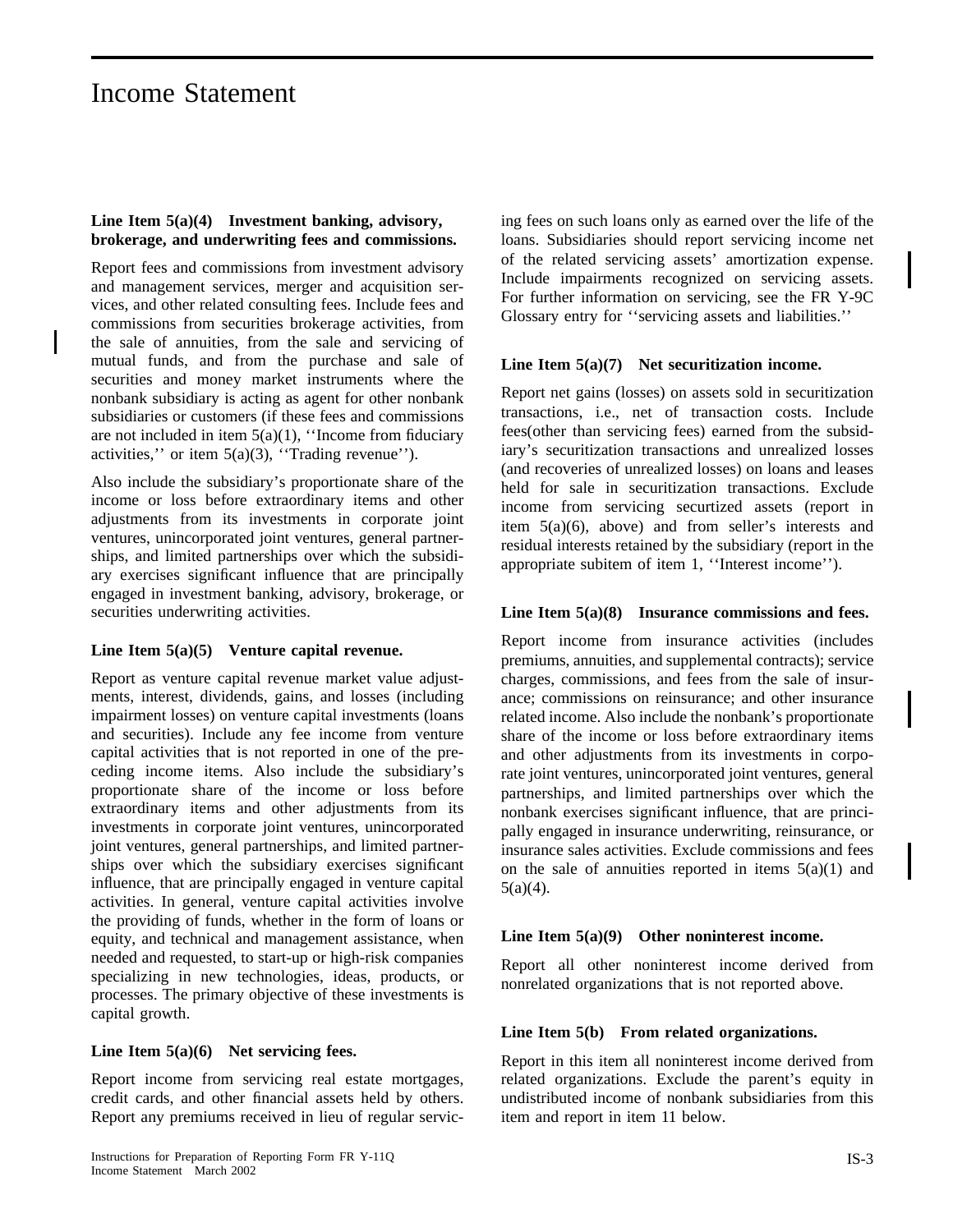# Income Statement

**Line Item 5(a)(4) Investment banking, advisory, brokerage, and underwriting fees and commissions.**

Report fees and commissions from investment advisory and management services, merger and acquisition services, and other related consulting fees. Include fees and commissions from securities brokerage activities, from the sale of annuities, from the sale and servicing of mutual funds, and from the purchase and sale of securities and money market instruments where the nonbank subsidiary is acting as agent for other nonbank subsidiaries or customers (if these fees and commissions are not included in item 5(a)(1), ''Income from fiduciary activities,'' or item 5(a)(3), ''Trading revenue'').

Also include the subsidiary's proportionate share of the income or loss before extraordinary items and other adjustments from its investments in corporate joint ventures, unincorporated joint ventures, general partnerships, and limited partnerships over which the subsidiary exercises significant influence that are principally engaged in investment banking, advisory, brokerage, or securities underwriting activities.

**Line Item 5(a)(5) Venture capital revenue.**

Report as venture capital revenue market value adjustments, interest, dividends, gains, and losses (including impairment losses) on venture capital investments (loans and securities). Include any fee income from venture capital activities that is not reported in one of the preceding income items. Also include the subsidiary's proportionate share of the income or loss before extraordinary items and other adjustments from its investments in corporate joint ventures, unincorporated joint ventures, general partnerships, and limited partnerships over which the subsidiary exercises significant influence, that are principally engaged in venture capital activities. In general, venture capital activities involve the providing of funds, whether in the form of loans or equity, and technical and management assistance, when needed and requested, to start-up or high-risk companies specializing in new technologies, ideas, products, or processes. The primary objective of these investments is capital growth.

**Line Item 5(a)(6) Net servicing fees.**

Report income from servicing real estate mortgages, credit cards, and other financial assets held by others. Report any premiums received in lieu of regular servicing fees on such loans only as earned over the life of the loans. Subsidiaries should report servicing income net of the related servicing assets' amortization expense. Include impairments recognized on servicing assets. For further information on servicing, see the FR Y-9C Glossary entry for ''servicing assets and liabilities.''

**Line Item 5(a)(7) Net securitization income.**

Report net gains (losses) on assets sold in securitization transactions, i.e., net of transaction costs. Include fees(other than servicing fees) earned from the subsidiary's securitization transactions and unrealized losses (and recoveries of unrealized losses) on loans and leases held for sale in securitization transactions. Exclude income from servicing secutrized assets (report in item 5(a)(6), above) and from seller's interests and residual interests retained by the subsidiary (report in the appropriate subitem of item 1, ''Interest income'').

**Line Item 5(a)(8) Insurance commissions and fees.**

Report income from insurance activities (includes premiums, annuities, and supplemental contracts); service charges, commissions, and fees from the sale of insurance; commissions on reinsurance; and other insurance related income. Also include the nonbank's proportionate share of the income or loss before extraordinary items and other adjustments from its investments in corporate joint ventures, unincorporated joint ventures, general partnerships, and limited partnerships over which the nonbank exercises significant influence, that are principally engaged in insurance underwriting, reinsurance, or insurance sales activities. Exclude commissions and fees on the sale of annuities reported in items 5(a)(1) and 5(a)(4).

**Line Item 5(a)(9) Other noninterest income.**

Report all other noninterest income derived from nonrelated organizations that is not reported above.

**Line Item 5(b) From related organizations.**

Report in this item all noninterest income derived from related organizations. Exclude the parent's equity in undistributed income of nonbank subsidiaries from this item and report in item 11 below.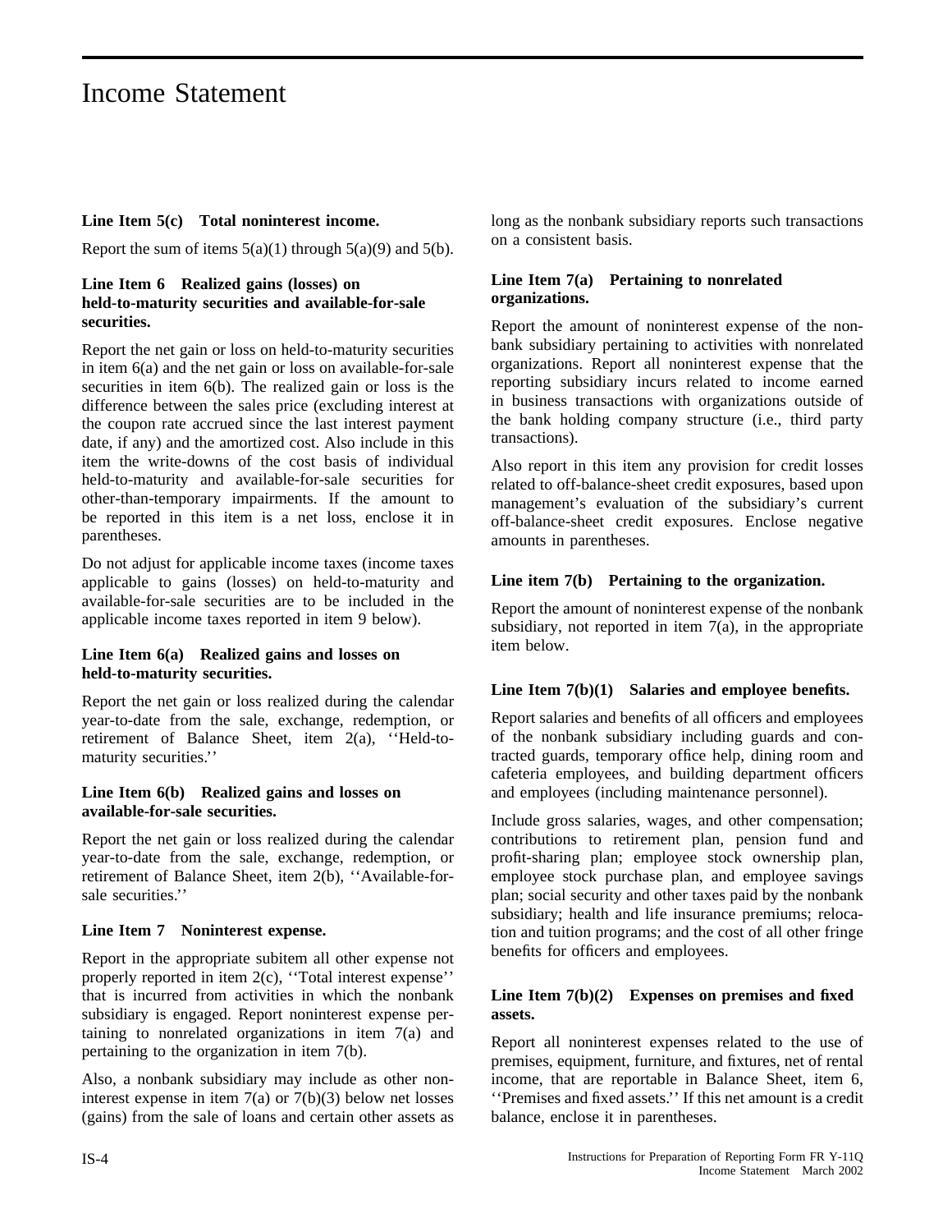# Income Statement

**Line Item 5(c) Total noninterest income.**

Report the sum of items 5(a)(1) through 5(a)(9) and 5(b).

**Line Item 6 Realized gains (losses) on held-to-maturity securities and available-for-sale securities.**

Report the net gain or loss on held-to-maturity securities in item 6(a) and the net gain or loss on available-for-sale securities in item 6(b). The realized gain or loss is the difference between the sales price (excluding interest at the coupon rate accrued since the last interest payment date, if any) and the amortized cost. Also include in this item the write-downs of the cost basis of individual held-to-maturity and available-for-sale securities for other-than-temporary impairments. If the amount to be reported in this item is a net loss, enclose it in parentheses.

Do not adjust for applicable income taxes (income taxes applicable to gains (losses) on held-to-maturity and available-for-sale securities are to be included in the applicable income taxes reported in item 9 below).

**Line Item 6(a) Realized gains and losses on held-to-maturity securities.**

Report the net gain or loss realized during the calendar year-to-date from the sale, exchange, redemption, or retirement of Balance Sheet, item 2(a), ''Held-to-maturity securities.''

**Line Item 6(b) Realized gains and losses on available-for-sale securities.**

Report the net gain or loss realized during the calendar year-to-date from the sale, exchange, redemption, or retirement of Balance Sheet, item 2(b), ''Available-for-sale securities.''

**Line Item 7 Noninterest expense.**

Report in the appropriate subitem all other expense not properly reported in item 2(c), ''Total interest expense'' that is incurred from activities in which the nonbank subsidiary is engaged. Report noninterest expense pertaining to nonrelated organizations in item 7(a) and pertaining to the organization in item 7(b).

Also, a nonbank subsidiary may include as other noninterest expense in item 7(a) or 7(b)(3) below net losses (gains) from the sale of loans and certain other assets as long as the nonbank subsidiary reports such transactions on a consistent basis.

**Line Item 7(a) Pertaining to nonrelated organizations.**

Report the amount of noninterest expense of the nonbank subsidiary pertaining to activities with nonrelated organizations. Report all noninterest expense that the reporting subsidiary incurs related to income earned in business transactions with organizations outside of the bank holding company structure (i.e., third party transactions).

Also report in this item any provision for credit losses related to off-balance-sheet credit exposures, based upon management's evaluation of the subsidiary's current off-balance-sheet credit exposures. Enclose negative amounts in parentheses.

**Line item 7(b) Pertaining to the organization.**

Report the amount of noninterest expense of the nonbank subsidiary, not reported in item 7(a), in the appropriate item below.

**Line Item 7(b)(1) Salaries and employee benefits.**

Report salaries and benefits of all officers and employees of the nonbank subsidiary including guards and contracted guards, temporary office help, dining room and cafeteria employees, and building department officers and employees (including maintenance personnel).

Include gross salaries, wages, and other compensation; contributions to retirement plan, pension fund and profit-sharing plan; employee stock ownership plan, employee stock purchase plan, and employee savings plan; social security and other taxes paid by the nonbank subsidiary; health and life insurance premiums; relocation and tuition programs; and the cost of all other fringe benefits for officers and employees.

**Line Item 7(b)(2) Expenses on premises and fixed assets.**

Report all noninterest expenses related to the use of premises, equipment, furniture, and fixtures, net of rental income, that are reportable in Balance Sheet, item 6, ''Premises and fixed assets.'' If this net amount is a credit balance, enclose it in parentheses.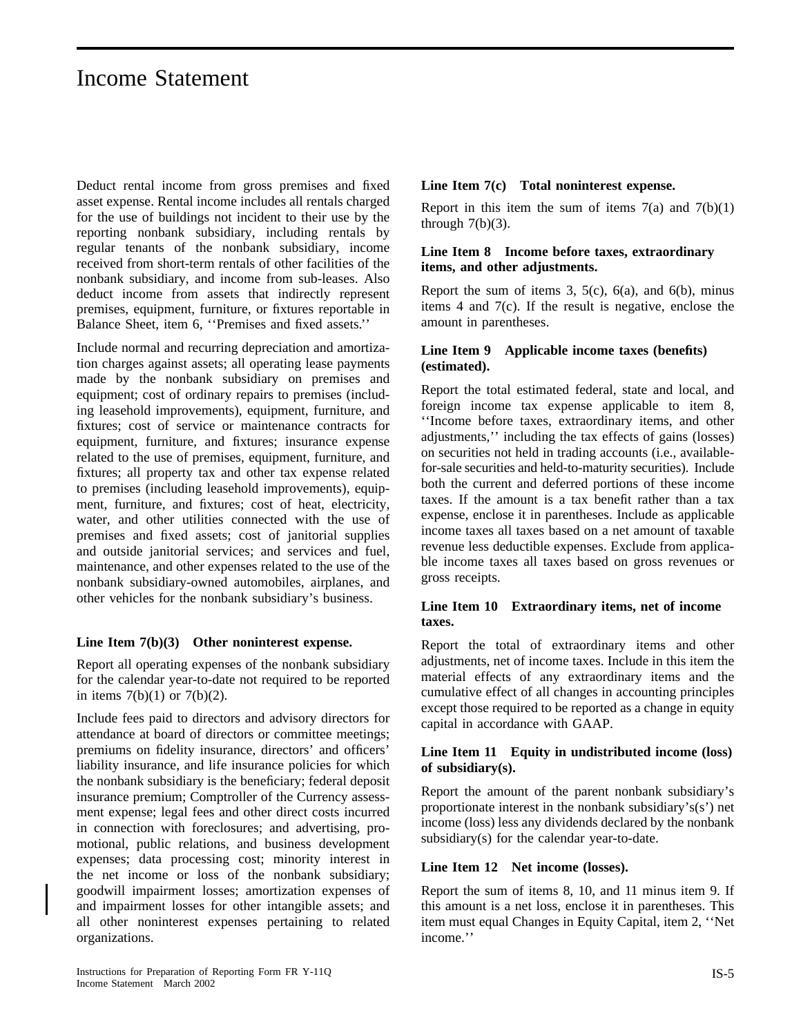# Income Statement

Deduct rental income from gross premises and fixed asset expense. Rental income includes all rentals charged for the use of buildings not incident to their use by the reporting nonbank subsidiary, including rentals by regular tenants of the nonbank subsidiary, income received from short-term rentals of other facilities of the nonbank subsidiary, and income from sub-leases. Also deduct income from assets that indirectly represent premises, equipment, furniture, or fixtures reportable in Balance Sheet, item 6, ''Premises and fixed assets.''

Include normal and recurring depreciation and amortization charges against assets; all operating lease payments made by the nonbank subsidiary on premises and equipment; cost of ordinary repairs to premises (including leasehold improvements), equipment, furniture, and fixtures; cost of service or maintenance contracts for equipment, furniture, and fixtures; insurance expense related to the use of premises, equipment, furniture, and fixtures; all property tax and other tax expense related to premises (including leasehold improvements), equipment, furniture, and fixtures; cost of heat, electricity, water, and other utilities connected with the use of premises and fixed assets; cost of janitorial supplies and outside janitorial services; and services and fuel, maintenance, and other expenses related to the use of the nonbank subsidiary-owned automobiles, airplanes, and other vehicles for the nonbank subsidiary's business.

**Line Item 7(b)(3) Other noninterest expense.**

Report all operating expenses of the nonbank subsidiary for the calendar year-to-date not required to be reported in items 7(b)(1) or 7(b)(2).

Include fees paid to directors and advisory directors for attendance at board of directors or committee meetings; premiums on fidelity insurance, directors' and officers' liability insurance, and life insurance policies for which the nonbank subsidiary is the beneficiary; federal deposit insurance premium; Comptroller of the Currency assessment expense; legal fees and other direct costs incurred in connection with foreclosures; and advertising, promotional, public relations, and business development expenses; data processing cost; minority interest in the net income or loss of the nonbank subsidiary; goodwill impairment losses; amortization expenses of and impairment losses for other intangible assets; and all other noninterest expenses pertaining to related organizations.

**Line Item 7(c) Total noninterest expense.**

Report in this item the sum of items 7(a) and 7(b)(1) through 7(b)(3).

**Line Item 8 Income before taxes, extraordinary items, and other adjustments.**

Report the sum of items 3, 5(c), 6(a), and 6(b), minus items 4 and 7(c). If the result is negative, enclose the amount in parentheses.

**Line Item 9 Applicable income taxes (benefits) (estimated).**

Report the total estimated federal, state and local, and foreign income tax expense applicable to item 8, ''Income before taxes, extraordinary items, and other adjustments,'' including the tax effects of gains (losses) on securities not held in trading accounts (i.e., available-for-sale securities and held-to-maturity securities). Include both the current and deferred portions of these income taxes. If the amount is a tax benefit rather than a tax expense, enclose it in parentheses. Include as applicable income taxes all taxes based on a net amount of taxable revenue less deductible expenses. Exclude from applicable income taxes all taxes based on gross revenues or gross receipts.

**Line Item 10 Extraordinary items, net of income taxes.**

Report the total of extraordinary items and other adjustments, net of income taxes. Include in this item the material effects of any extraordinary items and the cumulative effect of all changes in accounting principles except those required to be reported as a change in equity capital in accordance with GAAP.

**Line Item 11 Equity in undistributed income (loss) of subsidiary(s).**

Report the amount of the parent nonbank subsidiary's proportionate interest in the nonbank subsidiary's(s') net income (loss) less any dividends declared by the nonbank subsidiary(s) for the calendar year-to-date.

**Line Item 12 Net income (losses).**

Report the sum of items 8, 10, and 11 minus item 9. If this amount is a net loss, enclose it in parentheses. This item must equal Changes in Equity Capital, item 2, ''Net income.''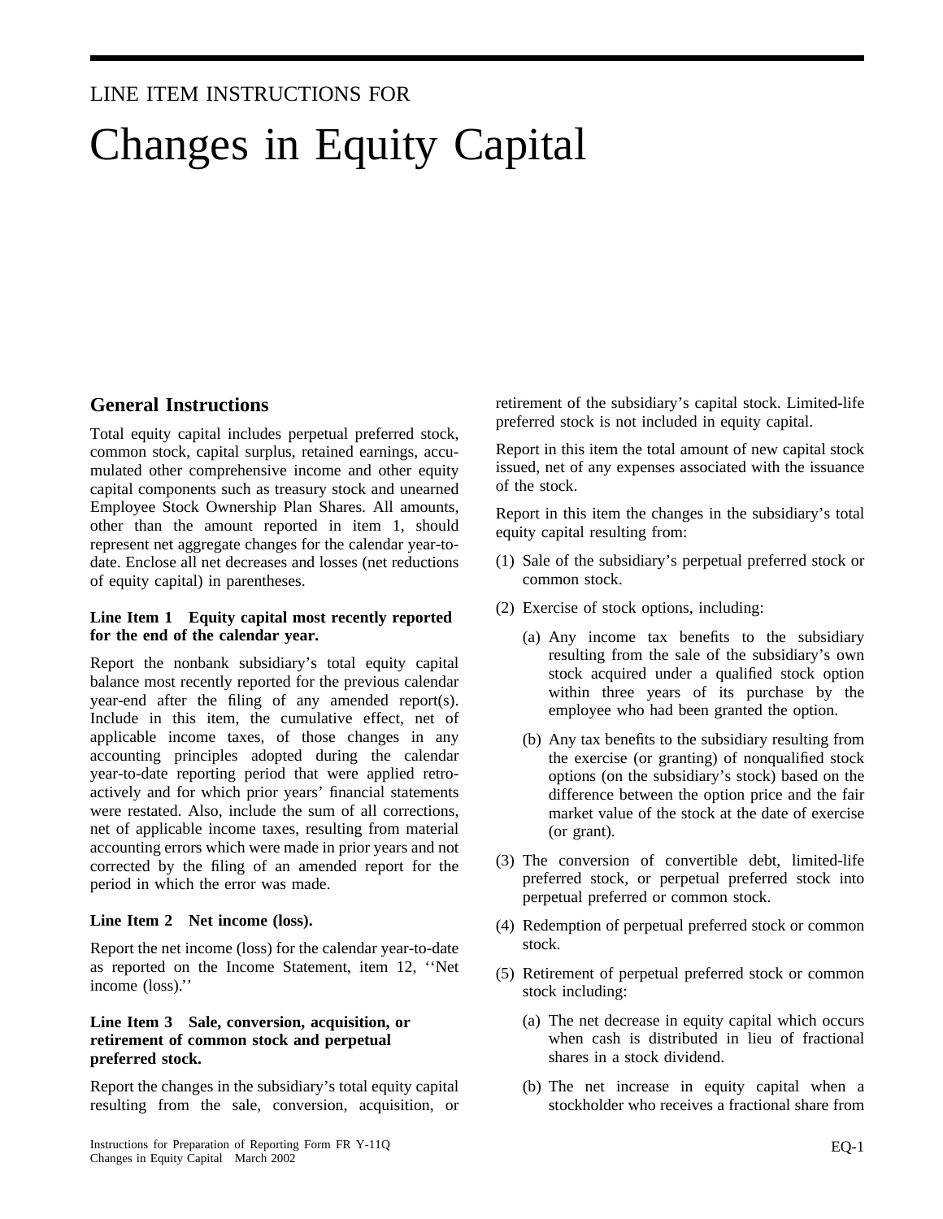LINE ITEM INSTRUCTIONS FOR

# Changes in Equity Capital

## General Instructions

Total equity capital includes perpetual preferred stock, common stock, capital surplus, retained earnings, accumulated other comprehensive income and other equity capital components such as treasury stock and unearned Employee Stock Ownership Plan Shares. All amounts, other than the amount reported in item 1, should represent net aggregate changes for the calendar year-to-date. Enclose all net decreases and losses (net reductions of equity capital) in parentheses.

**Line Item 1 Equity capital most recently reported for the end of the calendar year.**

Report the nonbank subsidiary's total equity capital balance most recently reported for the previous calendar year-end after the filing of any amended report(s). Include in this item, the cumulative effect, net of applicable income taxes, of those changes in any accounting principles adopted during the calendar year-to-date reporting period that were applied retroactively and for which prior years' financial statements were restated. Also, include the sum of all corrections, net of applicable income taxes, resulting from material accounting errors which were made in prior years and not corrected by the filing of an amended report for the period in which the error was made.

**Line Item 2 Net income (loss).**

Report the net income (loss) for the calendar year-to-date as reported on the Income Statement, item 12, ''Net income (loss).''

**Line Item 3 Sale, conversion, acquisition, or retirement of common stock and perpetual preferred stock.**

Report the changes in the subsidiary's total equity capital resulting from the sale, conversion, acquisition, or retirement of the subsidiary's capital stock. Limited-life preferred stock is not included in equity capital.

Report in this item the total amount of new capital stock issued, net of any expenses associated with the issuance of the stock.

Report in this item the changes in the subsidiary's total equity capital resulting from:

(1) Sale of the subsidiary's perpetual preferred stock or common stock.

(2) Exercise of stock options, including:

 (a) Any income tax benefits to the subsidiary resulting from the sale of the subsidiary's own stock acquired under a qualified stock option within three years of its purchase by the employee who had been granted the option.

 (b) Any tax benefits to the subsidiary resulting from the exercise (or granting) of nonqualified stock options (on the subsidiary's stock) based on the difference between the option price and the fair market value of the stock at the date of exercise (or grant).

(3) The conversion of convertible debt, limited-life preferred stock, or perpetual preferred stock into perpetual preferred or common stock.

(4) Redemption of perpetual preferred stock or common stock.

(5) Retirement of perpetual preferred stock or common stock including:

 (a) The net decrease in equity capital which occurs when cash is distributed in lieu of fractional shares in a stock dividend.

 (b) The net increase in equity capital when a stockholder who receives a fractional share from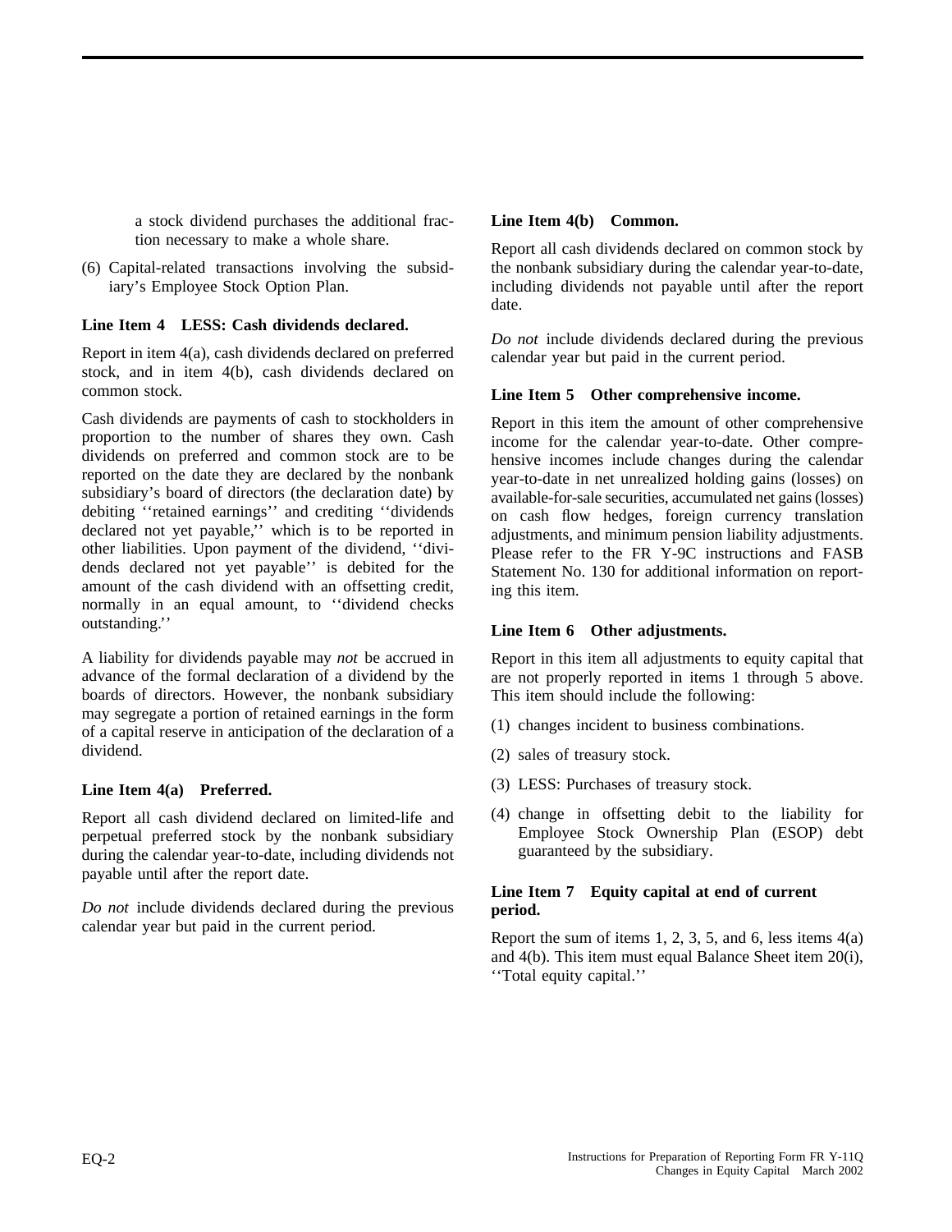a stock dividend purchases the additional fraction necessary to make a whole share.

(6) Capital-related transactions involving the subsidiary's Employee Stock Option Plan.

**Line Item 4 LESS: Cash dividends declared.**

Report in item 4(a), cash dividends declared on preferred stock, and in item 4(b), cash dividends declared on common stock.

Cash dividends are payments of cash to stockholders in proportion to the number of shares they own. Cash dividends on preferred and common stock are to be reported on the date they are declared by the nonbank subsidiary's board of directors (the declaration date) by debiting ''retained earnings'' and crediting ''dividends declared not yet payable,'' which is to be reported in other liabilities. Upon payment of the dividend, ''dividends declared not yet payable'' is debited for the amount of the cash dividend with an offsetting credit, normally in an equal amount, to ''dividend checks outstanding.''

A liability for dividends payable may *not* be accrued in advance of the formal declaration of a dividend by the boards of directors. However, the nonbank subsidiary may segregate a portion of retained earnings in the form of a capital reserve in anticipation of the declaration of a dividend.

**Line Item 4(a) Preferred.**

Report all cash dividend declared on limited-life and perpetual preferred stock by the nonbank subsidiary during the calendar year-to-date, including dividends not payable until after the report date.

*Do not* include dividends declared during the previous calendar year but paid in the current period.

**Line Item 4(b) Common.**

Report all cash dividends declared on common stock by the nonbank subsidiary during the calendar year-to-date, including dividends not payable until after the report date.

*Do not* include dividends declared during the previous calendar year but paid in the current period.

**Line Item 5 Other comprehensive income.**

Report in this item the amount of other comprehensive income for the calendar year-to-date. Other comprehensive incomes include changes during the calendar year-to-date in net unrealized holding gains (losses) on available-for-sale securities, accumulated net gains (losses) on cash flow hedges, foreign currency translation adjustments, and minimum pension liability adjustments. Please refer to the FR Y-9C instructions and FASB Statement No. 130 for additional information on reporting this item.

**Line Item 6 Other adjustments.**

Report in this item all adjustments to equity capital that are not properly reported in items 1 through 5 above. This item should include the following:

(1) changes incident to business combinations.

(2) sales of treasury stock.

(3) LESS: Purchases of treasury stock.

(4) change in offsetting debit to the liability for Employee Stock Ownership Plan (ESOP) debt guaranteed by the subsidiary.

**Line Item 7 Equity capital at end of current period.**

Report the sum of items 1, 2, 3, 5, and 6, less items 4(a) and 4(b). This item must equal Balance Sheet item 20(i), ''Total equity capital.''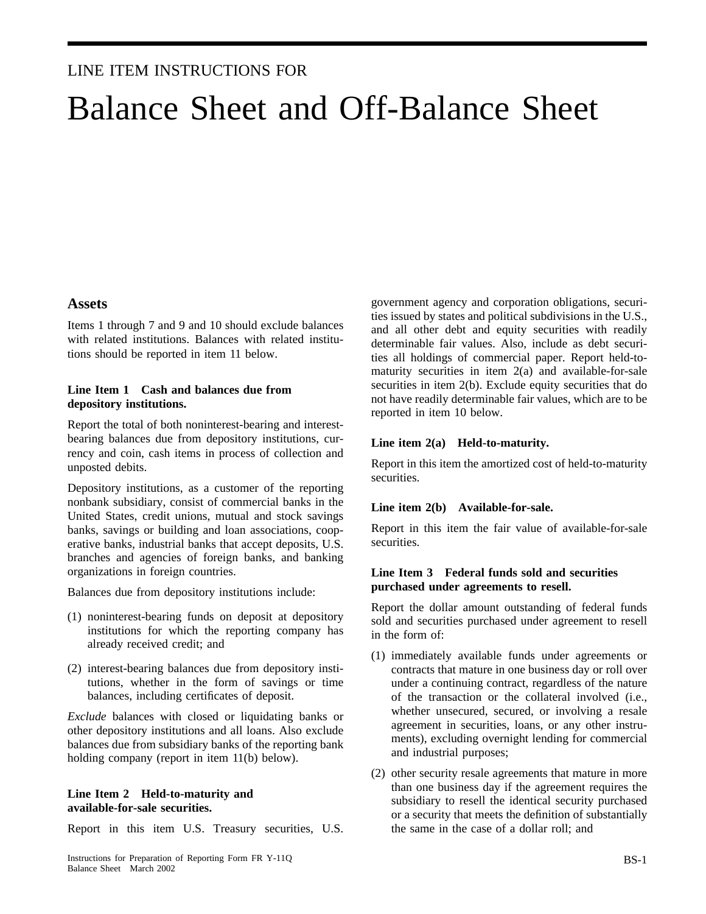LINE ITEM INSTRUCTIONS FOR

# Balance Sheet and Off-Balance Sheet

## Assets

Items 1 through 7 and 9 and 10 should exclude balances with related institutions. Balances with related institutions should be reported in item 11 below.

### Line Item 1 Cash and balances due from depository institutions.

Report the total of both noninterest-bearing and interest-bearing balances due from depository institutions, currency and coin, cash items in process of collection and unposted debits.

Depository institutions, as a customer of the reporting nonbank subsidiary, consist of commercial banks in the United States, credit unions, mutual and stock savings banks, savings or building and loan associations, cooperative banks, industrial banks that accept deposits, U.S. branches and agencies of foreign banks, and banking organizations in foreign countries.

Balances due from depository institutions include:

(1) noninterest-bearing funds on deposit at depository institutions for which the reporting company has already received credit; and

(2) interest-bearing balances due from depository institutions, whether in the form of savings or time balances, including certificates of deposit.

*Exclude* balances with closed or liquidating banks or other depository institutions and all loans. Also exclude balances due from subsidiary banks of the reporting bank holding company (report in item 11(b) below).

### Line Item 2 Held-to-maturity and available-for-sale securities.

Report in this item U.S. Treasury securities, U.S. government agency and corporation obligations, securities issued by states and political subdivisions in the U.S., and all other debt and equity securities with readily determinable fair values. Also, include as debt securities all holdings of commercial paper. Report held-to-maturity securities in item 2(a) and available-for-sale securities in item 2(b). Exclude equity securities that do not have readily determinable fair values, which are to be reported in item 10 below.

### Line item 2(a) Held-to-maturity.

Report in this item the amortized cost of held-to-maturity securities.

### Line item 2(b) Available-for-sale.

Report in this item the fair value of available-for-sale securities.

### Line Item 3 Federal funds sold and securities purchased under agreements to resell.

Report the dollar amount outstanding of federal funds sold and securities purchased under agreement to resell in the form of:

(1) immediately available funds under agreements or contracts that mature in one business day or roll over under a continuing contract, regardless of the nature of the transaction or the collateral involved (i.e., whether unsecured, secured, or involving a resale agreement in securities, loans, or any other instruments), excluding overnight lending for commercial and industrial purposes;

(2) other security resale agreements that mature in more than one business day if the agreement requires the subsidiary to resell the identical security purchased or a security that meets the definition of substantially the same in the case of a dollar roll; and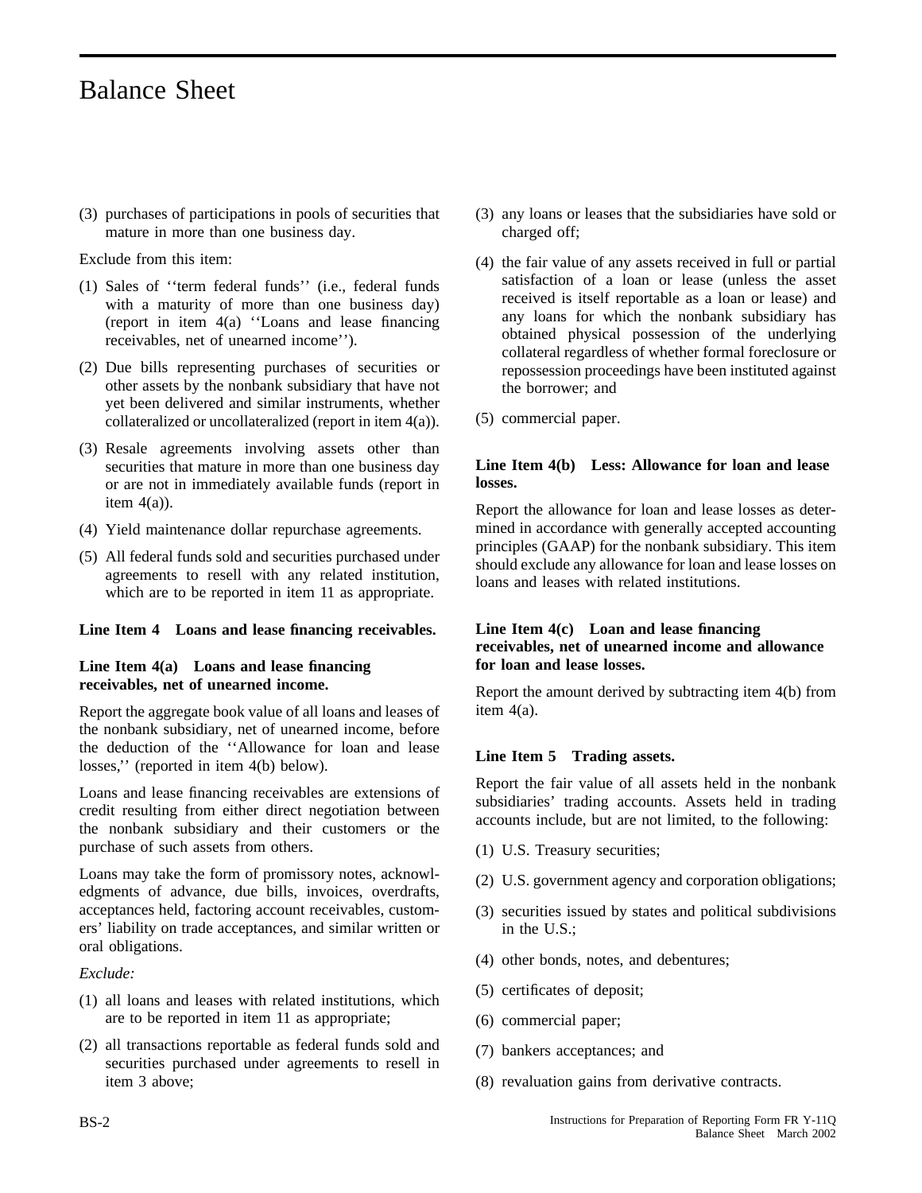# Balance Sheet

(3) purchases of participations in pools of securities that mature in more than one business day.

Exclude from this item:

(1) Sales of ''term federal funds'' (i.e., federal funds with a maturity of more than one business day) (report in item 4(a) ''Loans and lease financing receivables, net of unearned income'').

(2) Due bills representing purchases of securities or other assets by the nonbank subsidiary that have not yet been delivered and similar instruments, whether collateralized or uncollateralized (report in item 4(a)).

(3) Resale agreements involving assets other than securities that mature in more than one business day or are not in immediately available funds (report in item 4(a)).

(4) Yield maintenance dollar repurchase agreements.

(5) All federal funds sold and securities purchased under agreements to resell with any related institution, which are to be reported in item 11 as appropriate.

**Line Item 4 Loans and lease financing receivables.**

**Line Item 4(a) Loans and lease financing receivables, net of unearned income.**

Report the aggregate book value of all loans and leases of the nonbank subsidiary, net of unearned income, before the deduction of the ''Allowance for loan and lease losses,'' (reported in item 4(b) below).

Loans and lease financing receivables are extensions of credit resulting from either direct negotiation between the nonbank subsidiary and their customers or the purchase of such assets from others.

Loans may take the form of promissory notes, acknowledgments of advance, due bills, invoices, overdrafts, acceptances held, factoring account receivables, customers' liability on trade acceptances, and similar written or oral obligations.

*Exclude:*

(1) all loans and leases with related institutions, which are to be reported in item 11 as appropriate;

(2) all transactions reportable as federal funds sold and securities purchased under agreements to resell in item 3 above;

(3) any loans or leases that the subsidiaries have sold or charged off;

(4) the fair value of any assets received in full or partial satisfaction of a loan or lease (unless the asset received is itself reportable as a loan or lease) and any loans for which the nonbank subsidiary has obtained physical possession of the underlying collateral regardless of whether formal foreclosure or repossession proceedings have been instituted against the borrower; and

(5) commercial paper.

**Line Item 4(b) Less: Allowance for loan and lease losses.**

Report the allowance for loan and lease losses as determined in accordance with generally accepted accounting principles (GAAP) for the nonbank subsidiary. This item should exclude any allowance for loan and lease losses on loans and leases with related institutions.

**Line Item 4(c) Loan and lease financing receivables, net of unearned income and allowance for loan and lease losses.**

Report the amount derived by subtracting item 4(b) from item 4(a).

**Line Item 5 Trading assets.**

Report the fair value of all assets held in the nonbank subsidiaries' trading accounts. Assets held in trading accounts include, but are not limited, to the following:

(1) U.S. Treasury securities;

(2) U.S. government agency and corporation obligations;

(3) securities issued by states and political subdivisions in the U.S.;

(4) other bonds, notes, and debentures;

(5) certificates of deposit;

(6) commercial paper;

(7) bankers acceptances; and

(8) revaluation gains from derivative contracts.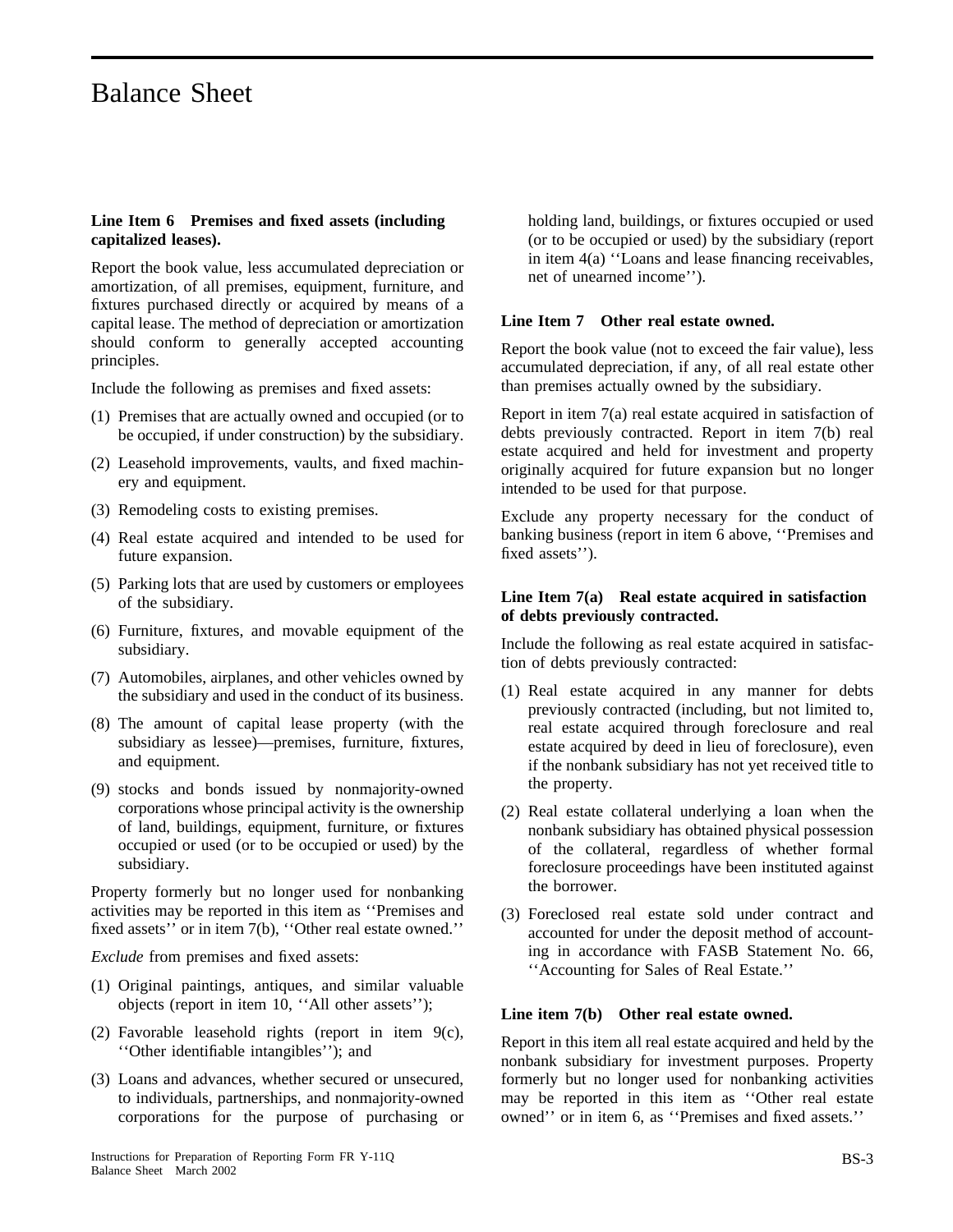# Balance Sheet

**Line Item 6 Premises and fixed assets (including capitalized leases).**

Report the book value, less accumulated depreciation or amortization, of all premises, equipment, furniture, and fixtures purchased directly or acquired by means of a capital lease. The method of depreciation or amortization should conform to generally accepted accounting principles.

Include the following as premises and fixed assets:

(1) Premises that are actually owned and occupied (or to be occupied, if under construction) by the subsidiary.

(2) Leasehold improvements, vaults, and fixed machinery and equipment.

(3) Remodeling costs to existing premises.

(4) Real estate acquired and intended to be used for future expansion.

(5) Parking lots that are used by customers or employees of the subsidiary.

(6) Furniture, fixtures, and movable equipment of the subsidiary.

(7) Automobiles, airplanes, and other vehicles owned by the subsidiary and used in the conduct of its business.

(8) The amount of capital lease property (with the subsidiary as lessee)—premises, furniture, fixtures, and equipment.

(9) stocks and bonds issued by nonmajority-owned corporations whose principal activity is the ownership of land, buildings, equipment, furniture, or fixtures occupied or used (or to be occupied or used) by the subsidiary.

Property formerly but no longer used for nonbanking activities may be reported in this item as ''Premises and fixed assets'' or in item 7(b), ''Other real estate owned.''

*Exclude* from premises and fixed assets:

(1) Original paintings, antiques, and similar valuable objects (report in item 10, ''All other assets'');

(2) Favorable leasehold rights (report in item 9(c), ''Other identifiable intangibles''); and

(3) Loans and advances, whether secured or unsecured, to individuals, partnerships, and nonmajority-owned corporations for the purpose of purchasing or holding land, buildings, or fixtures occupied or used (or to be occupied or used) by the subsidiary (report in item 4(a) ''Loans and lease financing receivables, net of unearned income'').

**Line Item 7 Other real estate owned.**

Report the book value (not to exceed the fair value), less accumulated depreciation, if any, of all real estate other than premises actually owned by the subsidiary.

Report in item 7(a) real estate acquired in satisfaction of debts previously contracted. Report in item 7(b) real estate acquired and held for investment and property originally acquired for future expansion but no longer intended to be used for that purpose.

Exclude any property necessary for the conduct of banking business (report in item 6 above, ''Premises and fixed assets'').

**Line Item 7(a) Real estate acquired in satisfaction of debts previously contracted.**

Include the following as real estate acquired in satisfaction of debts previously contracted:

(1) Real estate acquired in any manner for debts previously contracted (including, but not limited to, real estate acquired through foreclosure and real estate acquired by deed in lieu of foreclosure), even if the nonbank subsidiary has not yet received title to the property.

(2) Real estate collateral underlying a loan when the nonbank subsidiary has obtained physical possession of the collateral, regardless of whether formal foreclosure proceedings have been instituted against the borrower.

(3) Foreclosed real estate sold under contract and accounted for under the deposit method of accounting in accordance with FASB Statement No. 66, ''Accounting for Sales of Real Estate.''

**Line item 7(b) Other real estate owned.**

Report in this item all real estate acquired and held by the nonbank subsidiary for investment purposes. Property formerly but no longer used for nonbanking activities may be reported in this item as ''Other real estate owned'' or in item 6, as ''Premises and fixed assets.''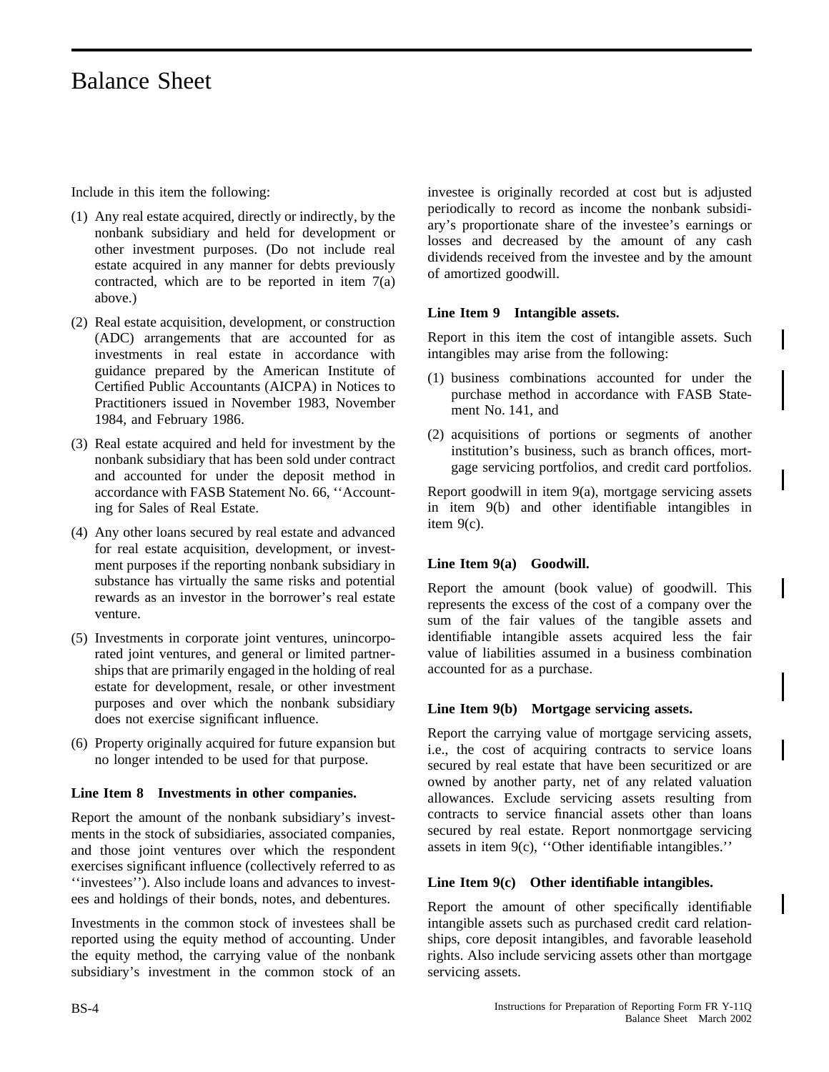# Balance Sheet

Include in this item the following:

(1) Any real estate acquired, directly or indirectly, by the nonbank subsidiary and held for development or other investment purposes. (Do not include real estate acquired in any manner for debts previously contracted, which are to be reported in item 7(a) above.)

(2) Real estate acquisition, development, or construction (ADC) arrangements that are accounted for as investments in real estate in accordance with guidance prepared by the American Institute of Certified Public Accountants (AICPA) in Notices to Practitioners issued in November 1983, November 1984, and February 1986.

(3) Real estate acquired and held for investment by the nonbank subsidiary that has been sold under contract and accounted for under the deposit method in accordance with FASB Statement No. 66, ''Accounting for Sales of Real Estate.

(4) Any other loans secured by real estate and advanced for real estate acquisition, development, or investment purposes if the reporting nonbank subsidiary in substance has virtually the same risks and potential rewards as an investor in the borrower's real estate venture.

(5) Investments in corporate joint ventures, unincorporated joint ventures, and general or limited partnerships that are primarily engaged in the holding of real estate for development, resale, or other investment purposes and over which the nonbank subsidiary does not exercise significant influence.

(6) Property originally acquired for future expansion but no longer intended to be used for that purpose.

**Line Item 8 Investments in other companies.**

Report the amount of the nonbank subsidiary's investments in the stock of subsidiaries, associated companies, and those joint ventures over which the respondent exercises significant influence (collectively referred to as ''investees''). Also include loans and advances to investees and holdings of their bonds, notes, and debentures.

Investments in the common stock of investees shall be reported using the equity method of accounting. Under the equity method, the carrying value of the nonbank subsidiary's investment in the common stock of an investee is originally recorded at cost but is adjusted periodically to record as income the nonbank subsidiary's proportionate share of the investee's earnings or losses and decreased by the amount of any cash dividends received from the investee and by the amount of amortized goodwill.

**Line Item 9 Intangible assets.**

Report in this item the cost of intangible assets. Such intangibles may arise from the following:

(1) business combinations accounted for under the purchase method in accordance with FASB Statement No. 141, and

(2) acquisitions of portions or segments of another institution's business, such as branch offices, mortgage servicing portfolios, and credit card portfolios.

Report goodwill in item 9(a), mortgage servicing assets in item 9(b) and other identifiable intangibles in item 9(c).

**Line Item 9(a) Goodwill.**

Report the amount (book value) of goodwill. This represents the excess of the cost of a company over the sum of the fair values of the tangible assets and identifiable intangible assets acquired less the fair value of liabilities assumed in a business combination accounted for as a purchase.

**Line Item 9(b) Mortgage servicing assets.**

Report the carrying value of mortgage servicing assets, i.e., the cost of acquiring contracts to service loans secured by real estate that have been securitized or are owned by another party, net of any related valuation allowances. Exclude servicing assets resulting from contracts to service financial assets other than loans secured by real estate. Report nonmortgage servicing assets in item 9(c), ''Other identifiable intangibles.''

**Line Item 9(c) Other identifiable intangibles.**

Report the amount of other specifically identifiable intangible assets such as purchased credit card relationships, core deposit intangibles, and favorable leasehold rights. Also include servicing assets other than mortgage servicing assets.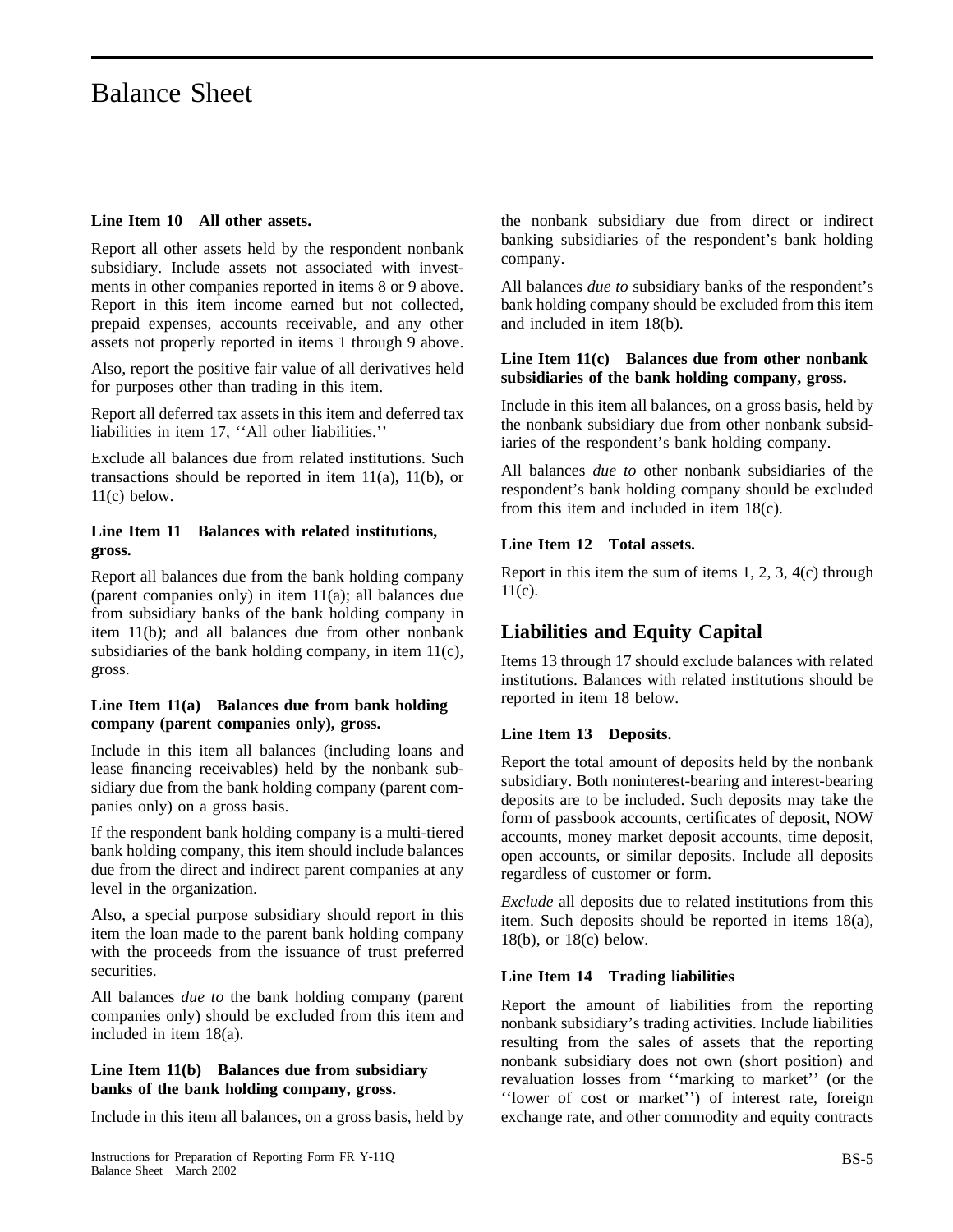# Balance Sheet

**Line Item 10 All other assets.**

Report all other assets held by the respondent nonbank subsidiary. Include assets not associated with investments in other companies reported in items 8 or 9 above. Report in this item income earned but not collected, prepaid expenses, accounts receivable, and any other assets not properly reported in items 1 through 9 above.

Also, report the positive fair value of all derivatives held for purposes other than trading in this item.

Report all deferred tax assets in this item and deferred tax liabilities in item 17, ''All other liabilities.''

Exclude all balances due from related institutions. Such transactions should be reported in item 11(a), 11(b), or 11(c) below.

**Line Item 11 Balances with related institutions, gross.**

Report all balances due from the bank holding company (parent companies only) in item 11(a); all balances due from subsidiary banks of the bank holding company in item 11(b); and all balances due from other nonbank subsidiaries of the bank holding company, in item 11(c), gross.

**Line Item 11(a) Balances due from bank holding company (parent companies only), gross.**

Include in this item all balances (including loans and lease financing receivables) held by the nonbank subsidiary due from the bank holding company (parent companies only) on a gross basis.

If the respondent bank holding company is a multi-tiered bank holding company, this item should include balances due from the direct and indirect parent companies at any level in the organization.

Also, a special purpose subsidiary should report in this item the loan made to the parent bank holding company with the proceeds from the issuance of trust preferred securities.

All balances *due to* the bank holding company (parent companies only) should be excluded from this item and included in item 18(a).

**Line Item 11(b) Balances due from subsidiary banks of the bank holding company, gross.**

Include in this item all balances, on a gross basis, held by the nonbank subsidiary due from direct or indirect banking subsidiaries of the respondent's bank holding company.

All balances *due to* subsidiary banks of the respondent's bank holding company should be excluded from this item and included in item 18(b).

**Line Item 11(c) Balances due from other nonbank subsidiaries of the bank holding company, gross.**

Include in this item all balances, on a gross basis, held by the nonbank subsidiary due from other nonbank subsidiaries of the respondent's bank holding company.

All balances *due to* other nonbank subsidiaries of the respondent's bank holding company should be excluded from this item and included in item 18(c).

**Line Item 12 Total assets.**

Report in this item the sum of items 1, 2, 3, 4(c) through 11(c).

## Liabilities and Equity Capital

Items 13 through 17 should exclude balances with related institutions. Balances with related institutions should be reported in item 18 below.

**Line Item 13 Deposits.**

Report the total amount of deposits held by the nonbank subsidiary. Both noninterest-bearing and interest-bearing deposits are to be included. Such deposits may take the form of passbook accounts, certificates of deposit, NOW accounts, money market deposit accounts, time deposit, open accounts, or similar deposits. Include all deposits regardless of customer or form.

*Exclude* all deposits due to related institutions from this item. Such deposits should be reported in items 18(a), 18(b), or 18(c) below.

**Line Item 14 Trading liabilities**

Report the amount of liabilities from the reporting nonbank subsidiary's trading activities. Include liabilities resulting from the sales of assets that the reporting nonbank subsidiary does not own (short position) and revaluation losses from ''marking to market'' (or the ''lower of cost or market'') of interest rate, foreign exchange rate, and other commodity and equity contracts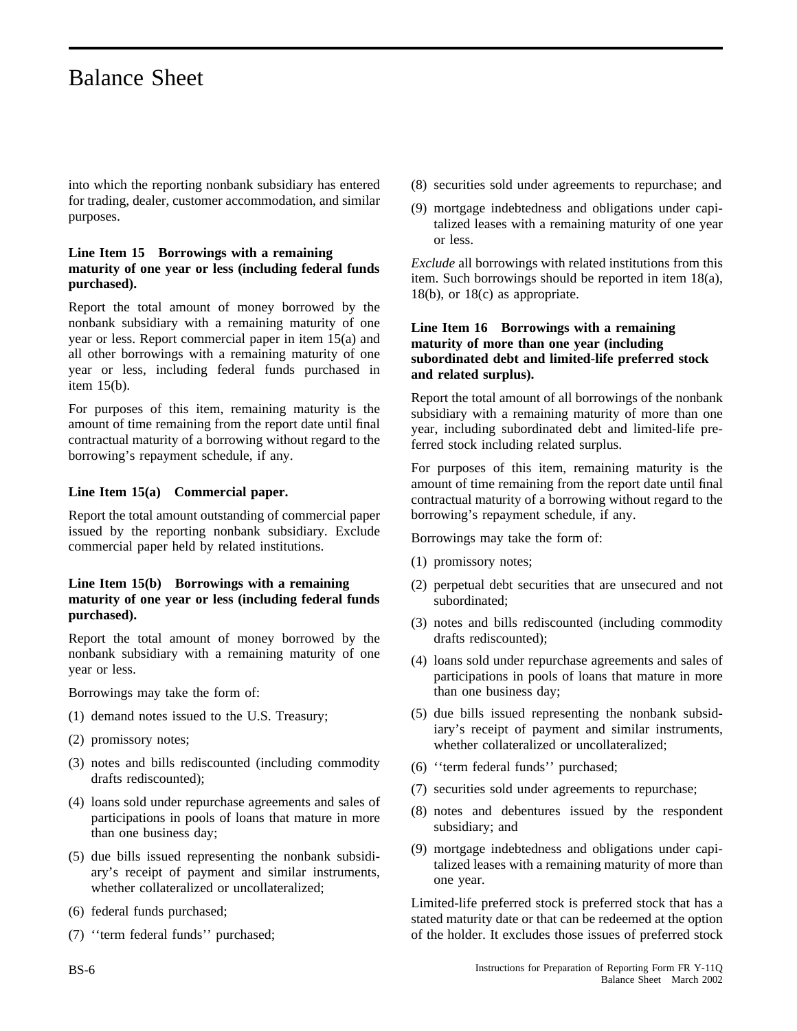into which the reporting nonbank subsidiary has entered for trading, dealer, customer accommodation, and similar purposes.

**Line Item 15 Borrowings with a remaining maturity of one year or less (including federal funds purchased).**

Report the total amount of money borrowed by the nonbank subsidiary with a remaining maturity of one year or less. Report commercial paper in item 15(a) and all other borrowings with a remaining maturity of one year or less, including federal funds purchased in item 15(b).

For purposes of this item, remaining maturity is the amount of time remaining from the report date until final contractual maturity of a borrowing without regard to the borrowing's repayment schedule, if any.

**Line Item 15(a) Commercial paper.**

Report the total amount outstanding of commercial paper issued by the reporting nonbank subsidiary. Exclude commercial paper held by related institutions.

**Line Item 15(b) Borrowings with a remaining maturity of one year or less (including federal funds purchased).**

Report the total amount of money borrowed by the nonbank subsidiary with a remaining maturity of one year or less.

Borrowings may take the form of:

(1) demand notes issued to the U.S. Treasury;

(2) promissory notes;

(3) notes and bills rediscounted (including commodity drafts rediscounted);

(4) loans sold under repurchase agreements and sales of participations in pools of loans that mature in more than one business day;

(5) due bills issued representing the nonbank subsidiary's receipt of payment and similar instruments, whether collateralized or uncollateralized;

(6) federal funds purchased;

(7) ''term federal funds'' purchased;

(8) securities sold under agreements to repurchase; and

(9) mortgage indebtedness and obligations under capitalized leases with a remaining maturity of one year or less.

*Exclude* all borrowings with related institutions from this item. Such borrowings should be reported in item 18(a), 18(b), or 18(c) as appropriate.

**Line Item 16 Borrowings with a remaining maturity of more than one year (including subordinated debt and limited-life preferred stock and related surplus).**

Report the total amount of all borrowings of the nonbank subsidiary with a remaining maturity of more than one year, including subordinated debt and limited-life preferred stock including related surplus.

For purposes of this item, remaining maturity is the amount of time remaining from the report date until final contractual maturity of a borrowing without regard to the borrowing's repayment schedule, if any.

Borrowings may take the form of:

(1) promissory notes;

(2) perpetual debt securities that are unsecured and not subordinated;

(3) notes and bills rediscounted (including commodity drafts rediscounted);

(4) loans sold under repurchase agreements and sales of participations in pools of loans that mature in more than one business day;

(5) due bills issued representing the nonbank subsidiary's receipt of payment and similar instruments, whether collateralized or uncollateralized;

(6) ''term federal funds'' purchased;

(7) securities sold under agreements to repurchase;

(8) notes and debentures issued by the respondent subsidiary; and

(9) mortgage indebtedness and obligations under capitalized leases with a remaining maturity of more than one year.

Limited-life preferred stock is preferred stock that has a stated maturity date or that can be redeemed at the option of the holder. It excludes those issues of preferred stock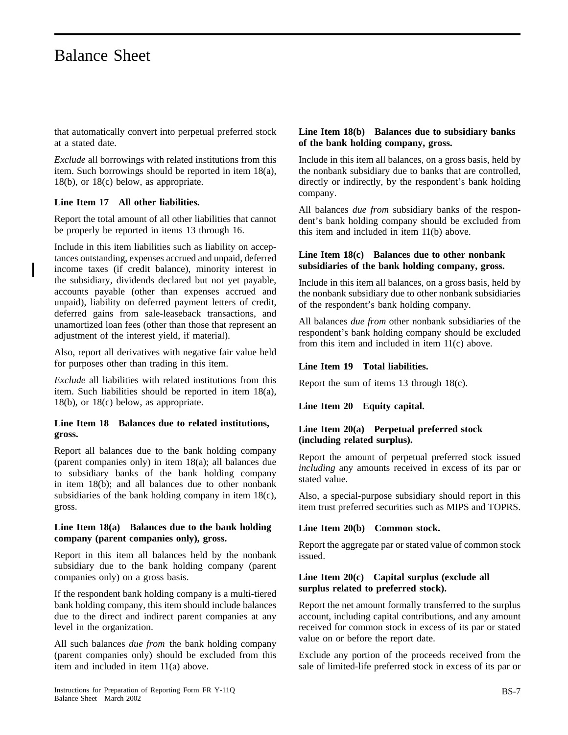that automatically convert into perpetual preferred stock at a stated date.

*Exclude* all borrowings with related institutions from this item. Such borrowings should be reported in item 18(a), 18(b), or 18(c) below, as appropriate.

**Line Item 17 All other liabilities.**

Report the total amount of all other liabilities that cannot be properly be reported in items 13 through 16.

Include in this item liabilities such as liability on acceptances outstanding, expenses accrued and unpaid, deferred income taxes (if credit balance), minority interest in the subsidiary, dividends declared but not yet payable, accounts payable (other than expenses accrued and unpaid), liability on deferred payment letters of credit, deferred gains from sale-leaseback transactions, and unamortized loan fees (other than those that represent an adjustment of the interest yield, if material).

Also, report all derivatives with negative fair value held for purposes other than trading in this item.

*Exclude* all liabilities with related institutions from this item. Such liabilities should be reported in item 18(a), 18(b), or 18(c) below, as appropriate.

**Line Item 18 Balances due to related institutions, gross.**

Report all balances due to the bank holding company (parent companies only) in item 18(a); all balances due to subsidiary banks of the bank holding company in item 18(b); and all balances due to other nonbank subsidiaries of the bank holding company in item 18(c), gross.

**Line Item 18(a) Balances due to the bank holding company (parent companies only), gross.**

Report in this item all balances held by the nonbank subsidiary due to the bank holding company (parent companies only) on a gross basis.

If the respondent bank holding company is a multi-tiered bank holding company, this item should include balances due to the direct and indirect parent companies at any level in the organization.

All such balances *due from* the bank holding company (parent companies only) should be excluded from this item and included in item 11(a) above.

**Line Item 18(b) Balances due to subsidiary banks of the bank holding company, gross.**

Include in this item all balances, on a gross basis, held by the nonbank subsidiary due to banks that are controlled, directly or indirectly, by the respondent's bank holding company.

All balances *due from* subsidiary banks of the respondent's bank holding company should be excluded from this item and included in item 11(b) above.

**Line Item 18(c) Balances due to other nonbank subsidiaries of the bank holding company, gross.**

Include in this item all balances, on a gross basis, held by the nonbank subsidiary due to other nonbank subsidiaries of the respondent's bank holding company.

All balances *due from* other nonbank subsidiaries of the respondent's bank holding company should be excluded from this item and included in item 11(c) above.

**Line Item 19 Total liabilities.**

Report the sum of items 13 through 18(c).

**Line Item 20 Equity capital.**

**Line Item 20(a) Perpetual preferred stock (including related surplus).**

Report the amount of perpetual preferred stock issued *including* any amounts received in excess of its par or stated value.

Also, a special-purpose subsidiary should report in this item trust preferred securities such as MIPS and TOPRS.

**Line Item 20(b) Common stock.**

Report the aggregate par or stated value of common stock issued.

**Line Item 20(c) Capital surplus (exclude all surplus related to preferred stock).**

Report the net amount formally transferred to the surplus account, including capital contributions, and any amount received for common stock in excess of its par or stated value on or before the report date.

Exclude any portion of the proceeds received from the sale of limited-life preferred stock in excess of its par or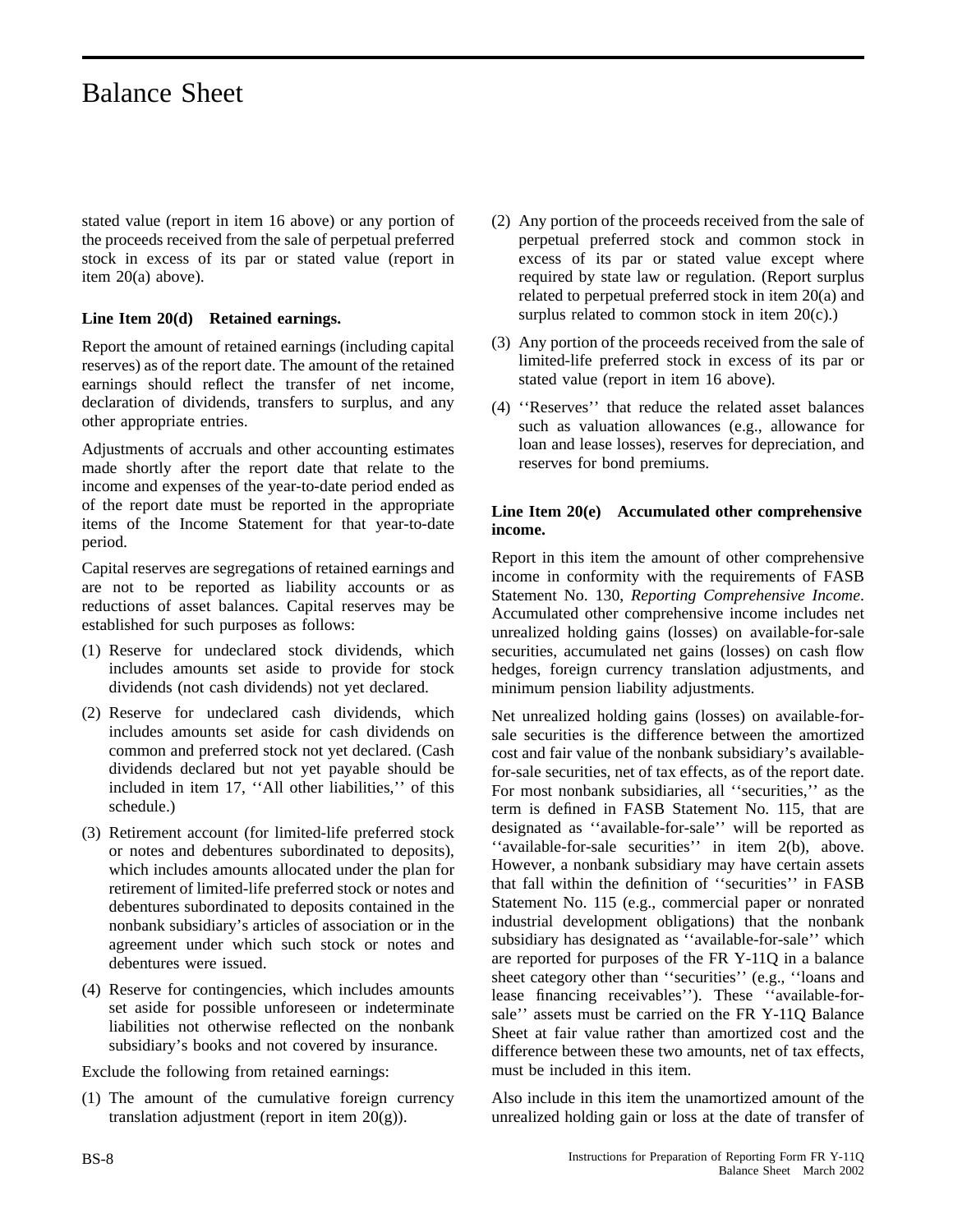stated value (report in item 16 above) or any portion of the proceeds received from the sale of perpetual preferred stock in excess of its par or stated value (report in item 20(a) above).

**Line Item 20(d) Retained earnings.**

Report the amount of retained earnings (including capital reserves) as of the report date. The amount of the retained earnings should reflect the transfer of net income, declaration of dividends, transfers to surplus, and any other appropriate entries.

Adjustments of accruals and other accounting estimates made shortly after the report date that relate to the income and expenses of the year-to-date period ended as of the report date must be reported in the appropriate items of the Income Statement for that year-to-date period.

Capital reserves are segregations of retained earnings and are not to be reported as liability accounts or as reductions of asset balances. Capital reserves may be established for such purposes as follows:

(1) Reserve for undeclared stock dividends, which includes amounts set aside to provide for stock dividends (not cash dividends) not yet declared.

(2) Reserve for undeclared cash dividends, which includes amounts set aside for cash dividends on common and preferred stock not yet declared. (Cash dividends declared but not yet payable should be included in item 17, ''All other liabilities,'' of this schedule.)

(3) Retirement account (for limited-life preferred stock or notes and debentures subordinated to deposits), which includes amounts allocated under the plan for retirement of limited-life preferred stock or notes and debentures subordinated to deposits contained in the nonbank subsidiary's articles of association or in the agreement under which such stock or notes and debentures were issued.

(4) Reserve for contingencies, which includes amounts set aside for possible unforeseen or indeterminate liabilities not otherwise reflected on the nonbank subsidiary's books and not covered by insurance.

Exclude the following from retained earnings:

(1) The amount of the cumulative foreign currency translation adjustment (report in item 20(g)).

(2) Any portion of the proceeds received from the sale of perpetual preferred stock and common stock in excess of its par or stated value except where required by state law or regulation. (Report surplus related to perpetual preferred stock in item 20(a) and surplus related to common stock in item 20(c).)

(3) Any portion of the proceeds received from the sale of limited-life preferred stock in excess of its par or stated value (report in item 16 above).

(4) ''Reserves'' that reduce the related asset balances such as valuation allowances (e.g., allowance for loan and lease losses), reserves for depreciation, and reserves for bond premiums.

**Line Item 20(e) Accumulated other comprehensive income.**

Report in this item the amount of other comprehensive income in conformity with the requirements of FASB Statement No. 130, *Reporting Comprehensive Income*. Accumulated other comprehensive income includes net unrealized holding gains (losses) on available-for-sale securities, accumulated net gains (losses) on cash flow hedges, foreign currency translation adjustments, and minimum pension liability adjustments.

Net unrealized holding gains (losses) on available-for-sale securities is the difference between the amortized cost and fair value of the nonbank subsidiary's available-for-sale securities, net of tax effects, as of the report date. For most nonbank subsidiaries, all ''securities,'' as the term is defined in FASB Statement No. 115, that are designated as ''available-for-sale'' will be reported as ''available-for-sale securities'' in item 2(b), above. However, a nonbank subsidiary may have certain assets that fall within the definition of ''securities'' in FASB Statement No. 115 (e.g., commercial paper or nonrated industrial development obligations) that the nonbank subsidiary has designated as ''available-for-sale'' which are reported for purposes of the FR Y-11Q in a balance sheet category other than ''securities'' (e.g., ''loans and lease financing receivables''). These ''available-for-sale'' assets must be carried on the FR Y-11Q Balance Sheet at fair value rather than amortized cost and the difference between these two amounts, net of tax effects, must be included in this item.

Also include in this item the unamortized amount of the unrealized holding gain or loss at the date of transfer of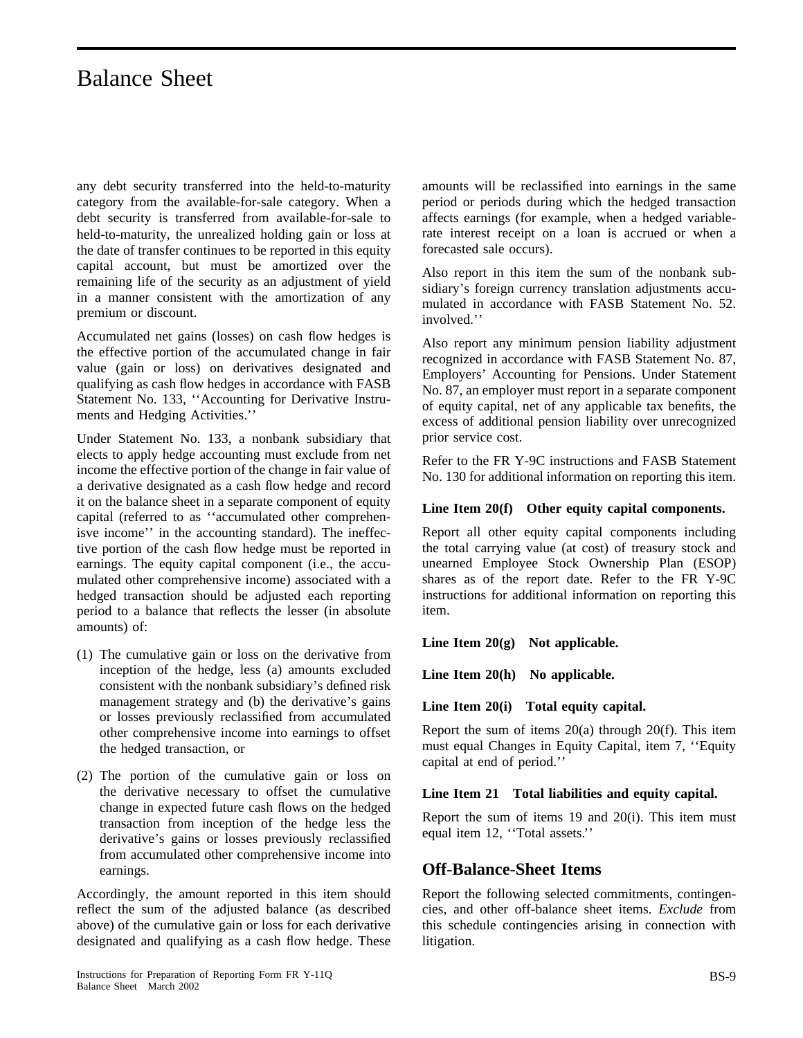# Balance Sheet

any debt security transferred into the held-to-maturity category from the available-for-sale category. When a debt security is transferred from available-for-sale to held-to-maturity, the unrealized holding gain or loss at the date of transfer continues to be reported in this equity capital account, but must be amortized over the remaining life of the security as an adjustment of yield in a manner consistent with the amortization of any premium or discount.

Accumulated net gains (losses) on cash flow hedges is the effective portion of the accumulated change in fair value (gain or loss) on derivatives designated and qualifying as cash flow hedges in accordance with FASB Statement No. 133, ''Accounting for Derivative Instruments and Hedging Activities.''

Under Statement No. 133, a nonbank subsidiary that elects to apply hedge accounting must exclude from net income the effective portion of the change in fair value of a derivative designated as a cash flow hedge and record it on the balance sheet in a separate component of equity capital (referred to as ''accumulated other comprehensive income'' in the accounting standard). The ineffective portion of the cash flow hedge must be reported in earnings. The equity capital component (i.e., the accumulated other comprehensive income) associated with a hedged transaction should be adjusted each reporting period to a balance that reflects the lesser (in absolute amounts) of:

(1) The cumulative gain or loss on the derivative from inception of the hedge, less (a) amounts excluded consistent with the nonbank subsidiary's defined risk management strategy and (b) the derivative's gains or losses previously reclassified from accumulated other comprehensive income into earnings to offset the hedged transaction, or

(2) The portion of the cumulative gain or loss on the derivative necessary to offset the cumulative change in expected future cash flows on the hedged transaction from inception of the hedge less the derivative's gains or losses previously reclassified from accumulated other comprehensive income into earnings.

Accordingly, the amount reported in this item should reflect the sum of the adjusted balance (as described above) of the cumulative gain or loss for each derivative designated and qualifying as a cash flow hedge. These amounts will be reclassified into earnings in the same period or periods during which the hedged transaction affects earnings (for example, when a hedged variable-rate interest receipt on a loan is accrued or when a forecasted sale occurs).

Also report in this item the sum of the nonbank subsidiary's foreign currency translation adjustments accumulated in accordance with FASB Statement No. 52. involved.''

Also report any minimum pension liability adjustment recognized in accordance with FASB Statement No. 87, Employers' Accounting for Pensions. Under Statement No. 87, an employer must report in a separate component of equity capital, net of any applicable tax benefits, the excess of additional pension liability over unrecognized prior service cost.

Refer to the FR Y-9C instructions and FASB Statement No. 130 for additional information on reporting this item.

**Line Item 20(f) Other equity capital components.**

Report all other equity capital components including the total carrying value (at cost) of treasury stock and unearned Employee Stock Ownership Plan (ESOP) shares as of the report date. Refer to the FR Y-9C instructions for additional information on reporting this item.

**Line Item 20(g) Not applicable.**

**Line Item 20(h) No applicable.**

**Line Item 20(i) Total equity capital.**

Report the sum of items 20(a) through 20(f). This item must equal Changes in Equity Capital, item 7, ''Equity capital at end of period.''

**Line Item 21 Total liabilities and equity capital.**

Report the sum of items 19 and 20(i). This item must equal item 12, ''Total assets.''

## Off-Balance-Sheet Items

Report the following selected commitments, contingencies, and other off-balance sheet items. *Exclude* from this schedule contingencies arising in connection with litigation.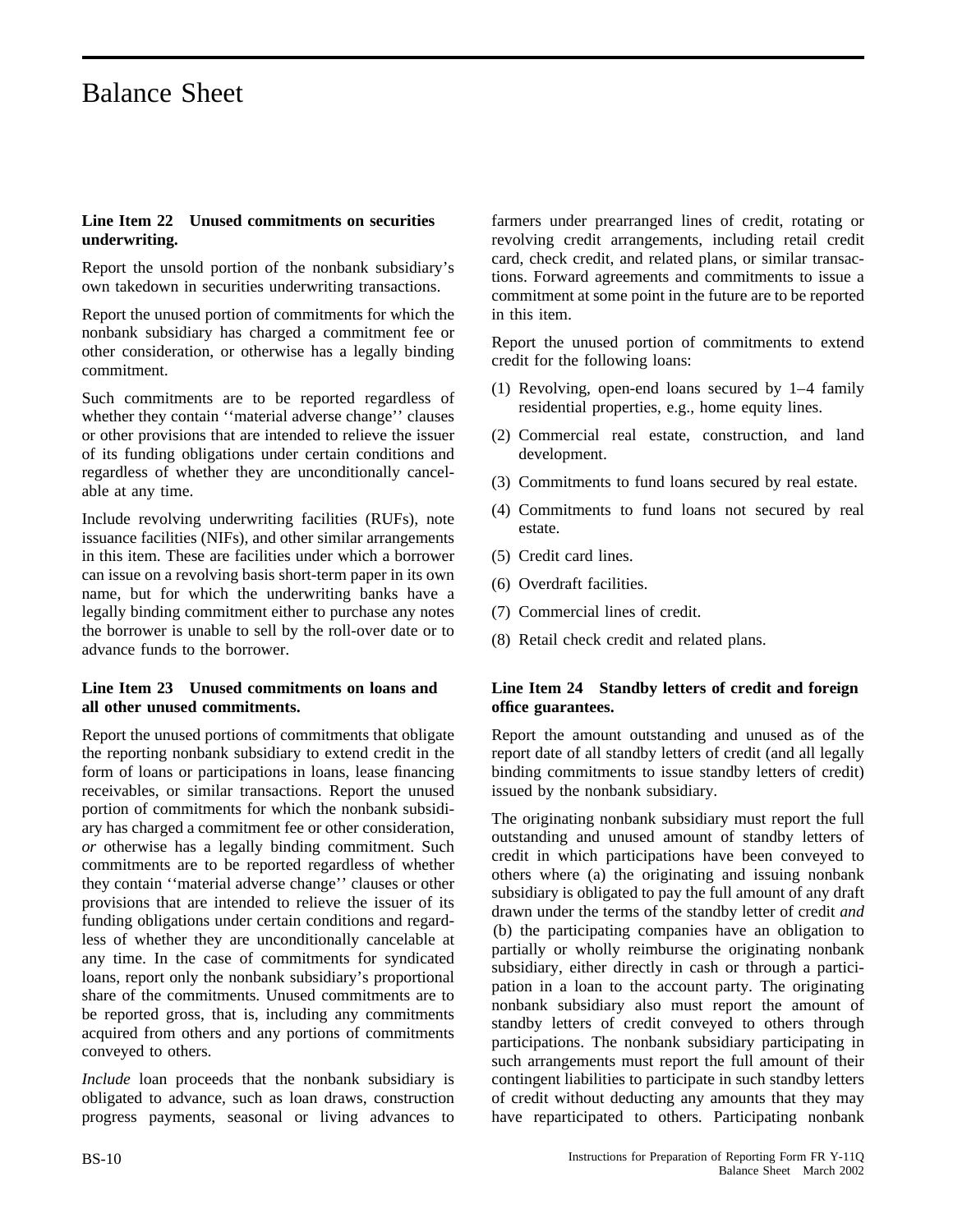# Balance Sheet

**Line Item 22 Unused commitments on securities underwriting.**

Report the unsold portion of the nonbank subsidiary's own takedown in securities underwriting transactions.

Report the unused portion of commitments for which the nonbank subsidiary has charged a commitment fee or other consideration, or otherwise has a legally binding commitment.

Such commitments are to be reported regardless of whether they contain ''material adverse change'' clauses or other provisions that are intended to relieve the issuer of its funding obligations under certain conditions and regardless of whether they are unconditionally cancelable at any time.

Include revolving underwriting facilities (RUFs), note issuance facilities (NIFs), and other similar arrangements in this item. These are facilities under which a borrower can issue on a revolving basis short-term paper in its own name, but for which the underwriting banks have a legally binding commitment either to purchase any notes the borrower is unable to sell by the roll-over date or to advance funds to the borrower.

**Line Item 23 Unused commitments on loans and all other unused commitments.**

Report the unused portions of commitments that obligate the reporting nonbank subsidiary to extend credit in the form of loans or participations in loans, lease financing receivables, or similar transactions. Report the unused portion of commitments for which the nonbank subsidiary has charged a commitment fee or other consideration, *or* otherwise has a legally binding commitment. Such commitments are to be reported regardless of whether they contain ''material adverse change'' clauses or other provisions that are intended to relieve the issuer of its funding obligations under certain conditions and regardless of whether they are unconditionally cancelable at any time. In the case of commitments for syndicated loans, report only the nonbank subsidiary's proportional share of the commitments. Unused commitments are to be reported gross, that is, including any commitments acquired from others and any portions of commitments conveyed to others.

*Include* loan proceeds that the nonbank subsidiary is obligated to advance, such as loan draws, construction progress payments, seasonal or living advances to farmers under prearranged lines of credit, rotating or revolving credit arrangements, including retail credit card, check credit, and related plans, or similar transactions. Forward agreements and commitments to issue a commitment at some point in the future are to be reported in this item.

Report the unused portion of commitments to extend credit for the following loans:

(1) Revolving, open-end loans secured by 1–4 family residential properties, e.g., home equity lines.

(2) Commercial real estate, construction, and land development.

(3) Commitments to fund loans secured by real estate.

(4) Commitments to fund loans not secured by real estate.

(5) Credit card lines.

(6) Overdraft facilities.

(7) Commercial lines of credit.

(8) Retail check credit and related plans.

**Line Item 24 Standby letters of credit and foreign office guarantees.**

Report the amount outstanding and unused as of the report date of all standby letters of credit (and all legally binding commitments to issue standby letters of credit) issued by the nonbank subsidiary.

The originating nonbank subsidiary must report the full outstanding and unused amount of standby letters of credit in which participations have been conveyed to others where (a) the originating and issuing nonbank subsidiary is obligated to pay the full amount of any draft drawn under the terms of the standby letter of credit *and* (b) the participating companies have an obligation to partially or wholly reimburse the originating nonbank subsidiary, either directly in cash or through a participation in a loan to the account party. The originating nonbank subsidiary also must report the amount of standby letters of credit conveyed to others through participations. The nonbank subsidiary participating in such arrangements must report the full amount of their contingent liabilities to participate in such standby letters of credit without deducting any amounts that they may have reparticipated to others. Participating nonbank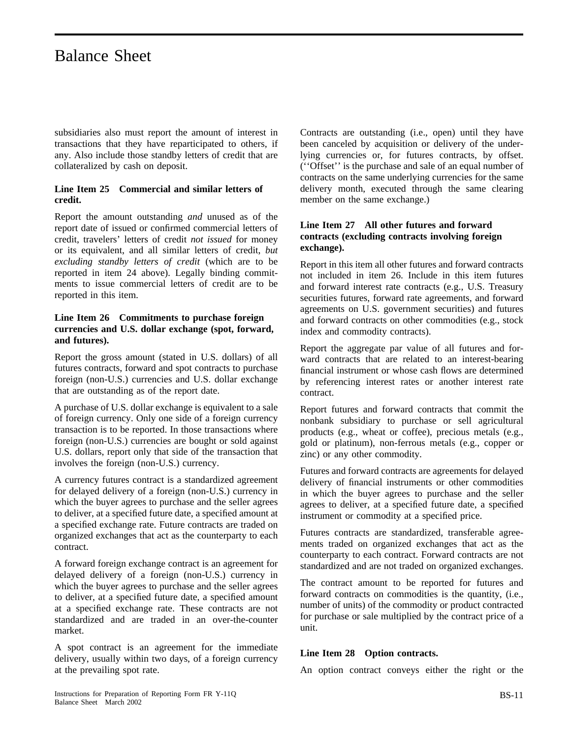subsidiaries also must report the amount of interest in transactions that they have reparticipated to others, if any. Also include those standby letters of credit that are collateralized by cash on deposit.

**Line Item 25 Commercial and similar letters of credit.**

Report the amount outstanding *and* unused as of the report date of issued or confirmed commercial letters of credit, travelers' letters of credit *not issued* for money or its equivalent, and all similar letters of credit, *but excluding standby letters of credit* (which are to be reported in item 24 above). Legally binding commitments to issue commercial letters of credit are to be reported in this item.

**Line Item 26 Commitments to purchase foreign currencies and U.S. dollar exchange (spot, forward, and futures).**

Report the gross amount (stated in U.S. dollars) of all futures contracts, forward and spot contracts to purchase foreign (non-U.S.) currencies and U.S. dollar exchange that are outstanding as of the report date.

A purchase of U.S. dollar exchange is equivalent to a sale of foreign currency. Only one side of a foreign currency transaction is to be reported. In those transactions where foreign (non-U.S.) currencies are bought or sold against U.S. dollars, report only that side of the transaction that involves the foreign (non-U.S.) currency.

A currency futures contract is a standardized agreement for delayed delivery of a foreign (non-U.S.) currency in which the buyer agrees to purchase and the seller agrees to deliver, at a specified future date, a specified amount at a specified exchange rate. Future contracts are traded on organized exchanges that act as the counterparty to each contract.

A forward foreign exchange contract is an agreement for delayed delivery of a foreign (non-U.S.) currency in which the buyer agrees to purchase and the seller agrees to deliver, at a specified future date, a specified amount at a specified exchange rate. These contracts are not standardized and are traded in an over-the-counter market.

A spot contract is an agreement for the immediate delivery, usually within two days, of a foreign currency at the prevailing spot rate.

Contracts are outstanding (i.e., open) until they have been canceled by acquisition or delivery of the underlying currencies or, for futures contracts, by offset. (''Offset'' is the purchase and sale of an equal number of contracts on the same underlying currencies for the same delivery month, executed through the same clearing member on the same exchange.)

**Line Item 27 All other futures and forward contracts (excluding contracts involving foreign exchange).**

Report in this item all other futures and forward contracts not included in item 26. Include in this item futures and forward interest rate contracts (e.g., U.S. Treasury securities futures, forward rate agreements, and forward agreements on U.S. government securities) and futures and forward contracts on other commodities (e.g., stock index and commodity contracts).

Report the aggregate par value of all futures and forward contracts that are related to an interest-bearing financial instrument or whose cash flows are determined by referencing interest rates or another interest rate contract.

Report futures and forward contracts that commit the nonbank subsidiary to purchase or sell agricultural products (e.g., wheat or coffee), precious metals (e.g., gold or platinum), non-ferrous metals (e.g., copper or zinc) or any other commodity.

Futures and forward contracts are agreements for delayed delivery of financial instruments or other commodities in which the buyer agrees to purchase and the seller agrees to deliver, at a specified future date, a specified instrument or commodity at a specified price.

Futures contracts are standardized, transferable agreements traded on organized exchanges that act as the counterparty to each contract. Forward contracts are not standardized and are not traded on organized exchanges.

The contract amount to be reported for futures and forward contracts on commodities is the quantity, (i.e., number of units) of the commodity or product contracted for purchase or sale multiplied by the contract price of a unit.

**Line Item 28 Option contracts.**

An option contract conveys either the right or the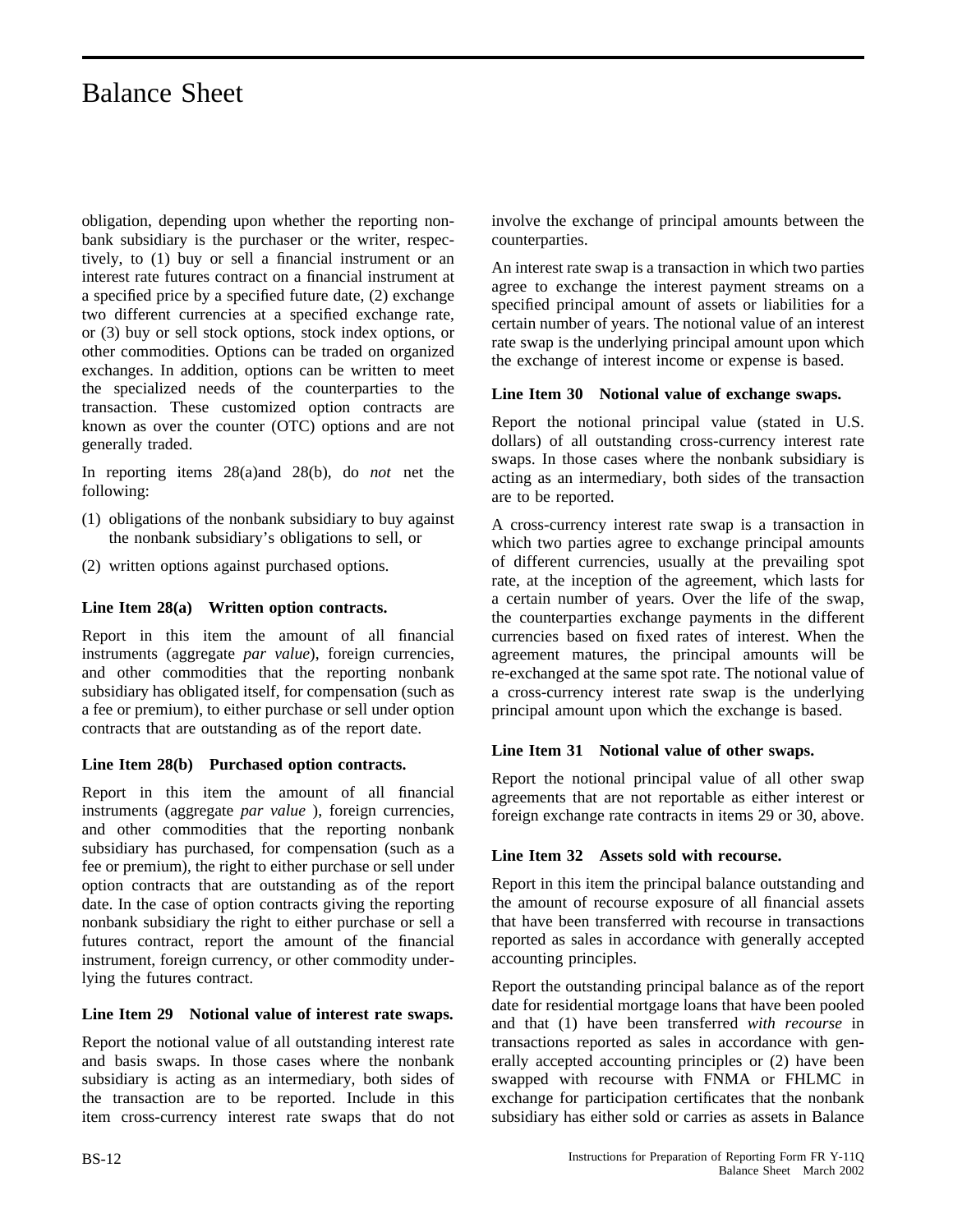obligation, depending upon whether the reporting nonbank subsidiary is the purchaser or the writer, respectively, to (1) buy or sell a financial instrument or an interest rate futures contract on a financial instrument at a specified price by a specified future date, (2) exchange two different currencies at a specified exchange rate, or (3) buy or sell stock options, stock index options, or other commodities. Options can be traded on organized exchanges. In addition, options can be written to meet the specialized needs of the counterparties to the transaction. These customized option contracts are known as over the counter (OTC) options and are not generally traded.

In reporting items 28(a)and 28(b), do *not* net the following:

(1) obligations of the nonbank subsidiary to buy against the nonbank subsidiary's obligations to sell, or

(2) written options against purchased options.

**Line Item 28(a) Written option contracts.**

Report in this item the amount of all financial instruments (aggregate *par value*), foreign currencies, and other commodities that the reporting nonbank subsidiary has obligated itself, for compensation (such as a fee or premium), to either purchase or sell under option contracts that are outstanding as of the report date.

**Line Item 28(b) Purchased option contracts.**

Report in this item the amount of all financial instruments (aggregate *par value* ), foreign currencies, and other commodities that the reporting nonbank subsidiary has purchased, for compensation (such as a fee or premium), the right to either purchase or sell under option contracts that are outstanding as of the report date. In the case of option contracts giving the reporting nonbank subsidiary the right to either purchase or sell a futures contract, report the amount of the financial instrument, foreign currency, or other commodity underlying the futures contract.

**Line Item 29 Notional value of interest rate swaps.**

Report the notional value of all outstanding interest rate and basis swaps. In those cases where the nonbank subsidiary is acting as an intermediary, both sides of the transaction are to be reported. Include in this item cross-currency interest rate swaps that do not involve the exchange of principal amounts between the counterparties.

An interest rate swap is a transaction in which two parties agree to exchange the interest payment streams on a specified principal amount of assets or liabilities for a certain number of years. The notional value of an interest rate swap is the underlying principal amount upon which the exchange of interest income or expense is based.

**Line Item 30 Notional value of exchange swaps.**

Report the notional principal value (stated in U.S. dollars) of all outstanding cross-currency interest rate swaps. In those cases where the nonbank subsidiary is acting as an intermediary, both sides of the transaction are to be reported.

A cross-currency interest rate swap is a transaction in which two parties agree to exchange principal amounts of different currencies, usually at the prevailing spot rate, at the inception of the agreement, which lasts for a certain number of years. Over the life of the swap, the counterparties exchange payments in the different currencies based on fixed rates of interest. When the agreement matures, the principal amounts will be re-exchanged at the same spot rate. The notional value of a cross-currency interest rate swap is the underlying principal amount upon which the exchange is based.

**Line Item 31 Notional value of other swaps.**

Report the notional principal value of all other swap agreements that are not reportable as either interest or foreign exchange rate contracts in items 29 or 30, above.

**Line Item 32 Assets sold with recourse.**

Report in this item the principal balance outstanding and the amount of recourse exposure of all financial assets that have been transferred with recourse in transactions reported as sales in accordance with generally accepted accounting principles.

Report the outstanding principal balance as of the report date for residential mortgage loans that have been pooled and that (1) have been transferred *with recourse* in transactions reported as sales in accordance with generally accepted accounting principles or (2) have been swapped with recourse with FNMA or FHLMC in exchange for participation certificates that the nonbank subsidiary has either sold or carries as assets in Balance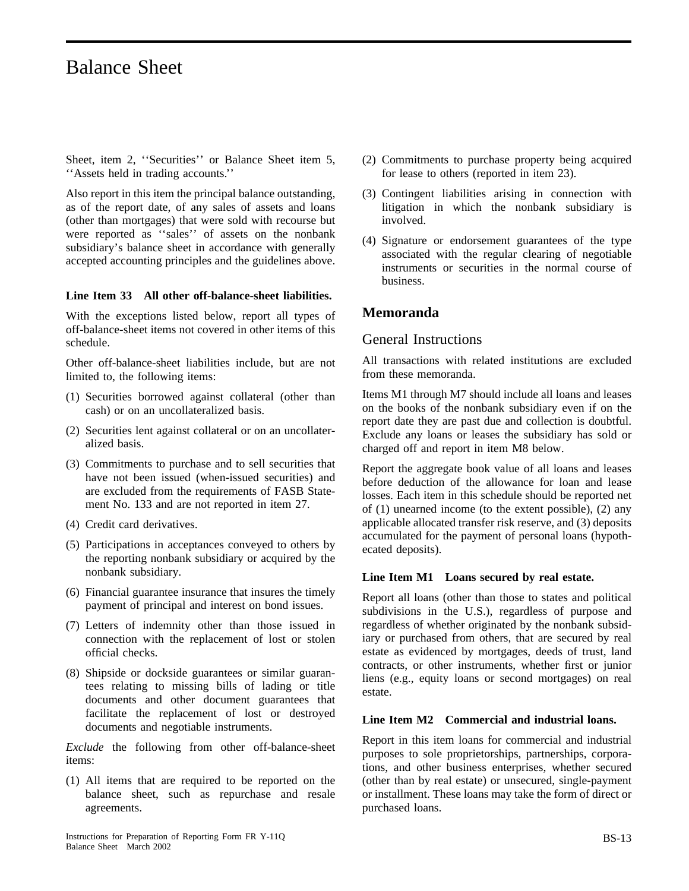Sheet, item 2, ''Securities'' or Balance Sheet item 5, ''Assets held in trading accounts.''

Also report in this item the principal balance outstanding, as of the report date, of any sales of assets and loans (other than mortgages) that were sold with recourse but were reported as ''sales'' of assets on the nonbank subsidiary's balance sheet in accordance with generally accepted accounting principles and the guidelines above.

**Line Item 33 All other off-balance-sheet liabilities.**

With the exceptions listed below, report all types of off-balance-sheet items not covered in other items of this schedule.

Other off-balance-sheet liabilities include, but are not limited to, the following items:

(1) Securities borrowed against collateral (other than cash) or on an uncollateralized basis.

(2) Securities lent against collateral or on an uncollateralized basis.

(3) Commitments to purchase and to sell securities that have not been issued (when-issued securities) and are excluded from the requirements of FASB Statement No. 133 and are not reported in item 27.

(4) Credit card derivatives.

(5) Participations in acceptances conveyed to others by the reporting nonbank subsidiary or acquired by the nonbank subsidiary.

(6) Financial guarantee insurance that insures the timely payment of principal and interest on bond issues.

(7) Letters of indemnity other than those issued in connection with the replacement of lost or stolen official checks.

(8) Shipside or dockside guarantees or similar guarantees relating to missing bills of lading or title documents and other document guarantees that facilitate the replacement of lost or destroyed documents and negotiable instruments.

*Exclude* the following from other off-balance-sheet items:

(1) All items that are required to be reported on the balance sheet, such as repurchase and resale agreements.

(2) Commitments to purchase property being acquired for lease to others (reported in item 23).

(3) Contingent liabilities arising in connection with litigation in which the nonbank subsidiary is involved.

(4) Signature or endorsement guarantees of the type associated with the regular clearing of negotiable instruments or securities in the normal course of business.

## Memoranda

### General Instructions

All transactions with related institutions are excluded from these memoranda.

Items M1 through M7 should include all loans and leases on the books of the nonbank subsidiary even if on the report date they are past due and collection is doubtful. Exclude any loans or leases the subsidiary has sold or charged off and report in item M8 below.

Report the aggregate book value of all loans and leases before deduction of the allowance for loan and lease losses. Each item in this schedule should be reported net of (1) unearned income (to the extent possible), (2) any applicable allocated transfer risk reserve, and (3) deposits accumulated for the payment of personal loans (hypothecated deposits).

**Line Item M1 Loans secured by real estate.**

Report all loans (other than those to states and political subdivisions in the U.S.), regardless of purpose and regardless of whether originated by the nonbank subsidiary or purchased from others, that are secured by real estate as evidenced by mortgages, deeds of trust, land contracts, or other instruments, whether first or junior liens (e.g., equity loans or second mortgages) on real estate.

**Line Item M2 Commercial and industrial loans.**

Report in this item loans for commercial and industrial purposes to sole proprietorships, partnerships, corporations, and other business enterprises, whether secured (other than by real estate) or unsecured, single-payment or installment. These loans may take the form of direct or purchased loans.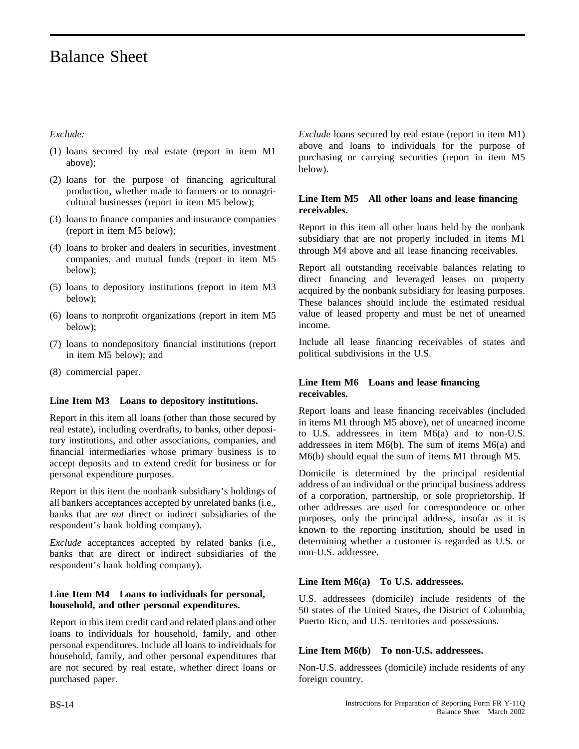*Exclude:*

(1) loans secured by real estate (report in item M1 above);

(2) loans for the purpose of financing agricultural production, whether made to farmers or to nonagricultural businesses (report in item M5 below);

(3) loans to finance companies and insurance companies (report in item M5 below);

(4) loans to broker and dealers in securities, investment companies, and mutual funds (report in item M5 below);

(5) loans to depository institutions (report in item M3 below);

(6) loans to nonprofit organizations (report in item M5 below);

(7) loans to nondepository financial institutions (report in item M5 below); and

(8) commercial paper.

### Line Item M3 Loans to depository institutions.

Report in this item all loans (other than those secured by real estate), including overdrafts, to banks, other depository institutions, and other associations, companies, and financial intermediaries whose primary business is to accept deposits and to extend credit for business or for personal expenditure purposes.

Report in this item the nonbank subsidiary's holdings of all bankers acceptances accepted by unrelated banks (i.e., banks that are *not* direct or indirect subsidiaries of the respondent's bank holding company).

*Exclude* acceptances accepted by related banks (i.e., banks that are direct or indirect subsidiaries of the respondent's bank holding company).

### Line Item M4 Loans to individuals for personal, household, and other personal expenditures.

Report in this item credit card and related plans and other loans to individuals for household, family, and other personal expenditures. Include all loans to individuals for household, family, and other personal expenditures that are not secured by real estate, whether direct loans or purchased paper.

*Exclude* loans secured by real estate (report in item M1) above and loans to individuals for the purpose of purchasing or carrying securities (report in item M5 below).

### Line Item M5 All other loans and lease financing receivables.

Report in this item all other loans held by the nonbank subsidiary that are not properly included in items M1 through M4 above and all lease financing receivables.

Report all outstanding receivable balances relating to direct financing and leveraged leases on property acquired by the nonbank subsidiary for leasing purposes. These balances should include the estimated residual value of leased property and must be net of unearned income.

Include all lease financing receivables of states and political subdivisions in the U.S.

### Line Item M6 Loans and lease financing receivables.

Report loans and lease financing receivables (included in items M1 through M5 above), net of unearned income to U.S. addressees in item M6(a) and to non-U.S. addressees in item M6(b). The sum of items M6(a) and M6(b) should equal the sum of items M1 through M5.

Domicile is determined by the principal residential address of an individual or the principal business address of a corporation, partnership, or sole proprietorship. If other addresses are used for correspondence or other purposes, only the principal address, insofar as it is known to the reporting institution, should be used in determining whether a customer is regarded as U.S. or non-U.S. addressee.

### Line Item M6(a) To U.S. addressees.

U.S. addressees (domicile) include residents of the 50 states of the United States, the District of Columbia, Puerto Rico, and U.S. territories and possessions.

### Line Item M6(b) To non-U.S. addressees.

Non-U.S. addressees (domicile) include residents of any foreign country.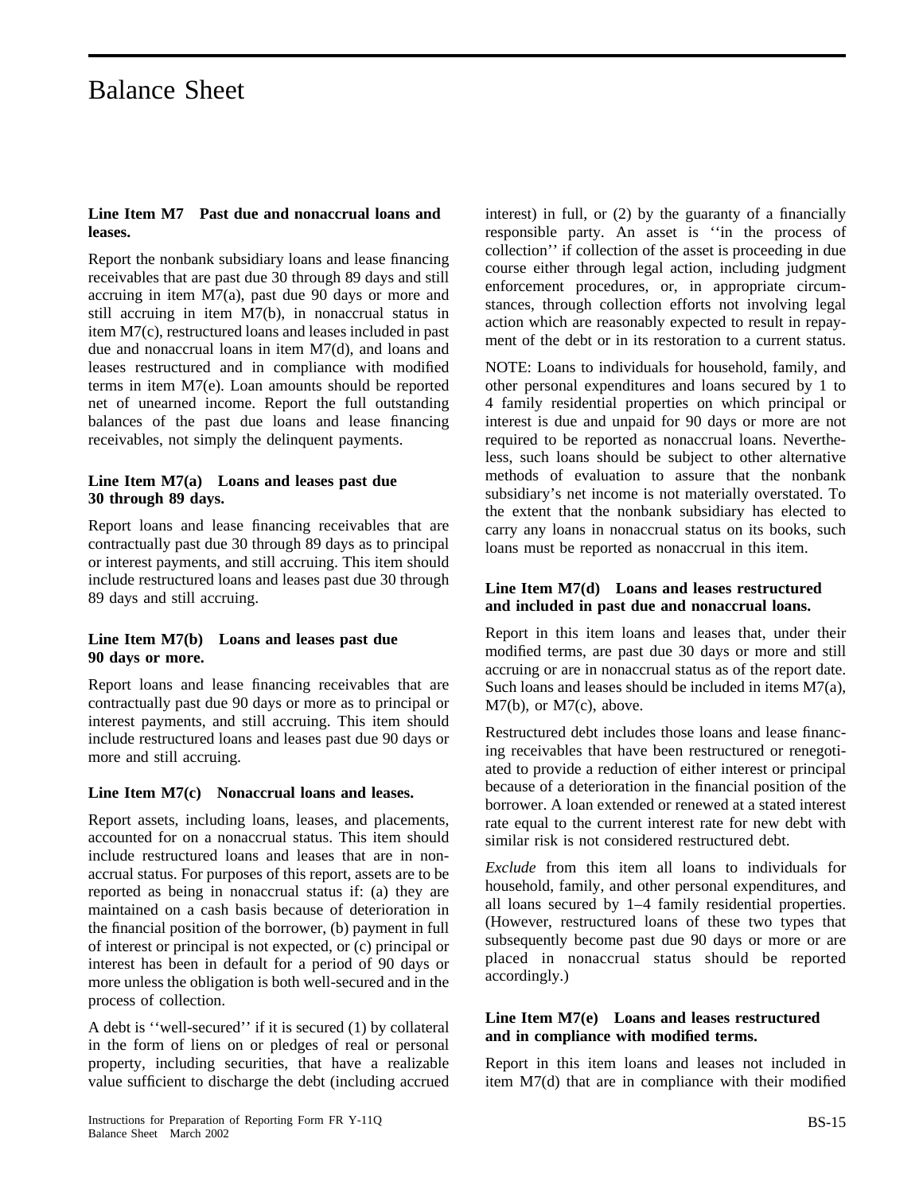# Balance Sheet

### Line Item M7 Past due and nonaccrual loans and leases.

Report the nonbank subsidiary loans and lease financing receivables that are past due 30 through 89 days and still accruing in item M7(a), past due 90 days or more and still accruing in item M7(b), in nonaccrual status in item M7(c), restructured loans and leases included in past due and nonaccrual loans in item M7(d), and loans and leases restructured and in compliance with modified terms in item M7(e). Loan amounts should be reported net of unearned income. Report the full outstanding balances of the past due loans and lease financing receivables, not simply the delinquent payments.

### Line Item M7(a) Loans and leases past due 30 through 89 days.

Report loans and lease financing receivables that are contractually past due 30 through 89 days as to principal or interest payments, and still accruing. This item should include restructured loans and leases past due 30 through 89 days and still accruing.

### Line Item M7(b) Loans and leases past due 90 days or more.

Report loans and lease financing receivables that are contractually past due 90 days or more as to principal or interest payments, and still accruing. This item should include restructured loans and leases past due 90 days or more and still accruing.

### Line Item M7(c) Nonaccrual loans and leases.

Report assets, including loans, leases, and placements, accounted for on a nonaccrual status. This item should include restructured loans and leases that are in nonaccrual status. For purposes of this report, assets are to be reported as being in nonaccrual status if: (a) they are maintained on a cash basis because of deterioration in the financial position of the borrower, (b) payment in full of interest or principal is not expected, or (c) principal or interest has been in default for a period of 90 days or more unless the obligation is both well-secured and in the process of collection.

A debt is ''well-secured'' if it is secured (1) by collateral in the form of liens on or pledges of real or personal property, including securities, that have a realizable value sufficient to discharge the debt (including accrued interest) in full, or (2) by the guaranty of a financially responsible party. An asset is ''in the process of collection'' if collection of the asset is proceeding in due course either through legal action, including judgment enforcement procedures, or, in appropriate circumstances, through collection efforts not involving legal action which are reasonably expected to result in repayment of the debt or in its restoration to a current status.

NOTE: Loans to individuals for household, family, and other personal expenditures and loans secured by 1 to 4 family residential properties on which principal or interest is due and unpaid for 90 days or more are not required to be reported as nonaccrual loans. Nevertheless, such loans should be subject to other alternative methods of evaluation to assure that the nonbank subsidiary's net income is not materially overstated. To the extent that the nonbank subsidiary has elected to carry any loans in nonaccrual status on its books, such loans must be reported as nonaccrual in this item.

### Line Item M7(d) Loans and leases restructured and included in past due and nonaccrual loans.

Report in this item loans and leases that, under their modified terms, are past due 30 days or more and still accruing or are in nonaccrual status as of the report date. Such loans and leases should be included in items M7(a), M7(b), or M7(c), above.

Restructured debt includes those loans and lease financing receivables that have been restructured or renegotiated to provide a reduction of either interest or principal because of a deterioration in the financial position of the borrower. A loan extended or renewed at a stated interest rate equal to the current interest rate for new debt with similar risk is not considered restructured debt.

*Exclude* from this item all loans to individuals for household, family, and other personal expenditures, and all loans secured by 1–4 family residential properties. (However, restructured loans of these two types that subsequently become past due 90 days or more or are placed in nonaccrual status should be reported accordingly.)

### Line Item M7(e) Loans and leases restructured and in compliance with modified terms.

Report in this item loans and leases not included in item M7(d) that are in compliance with their modified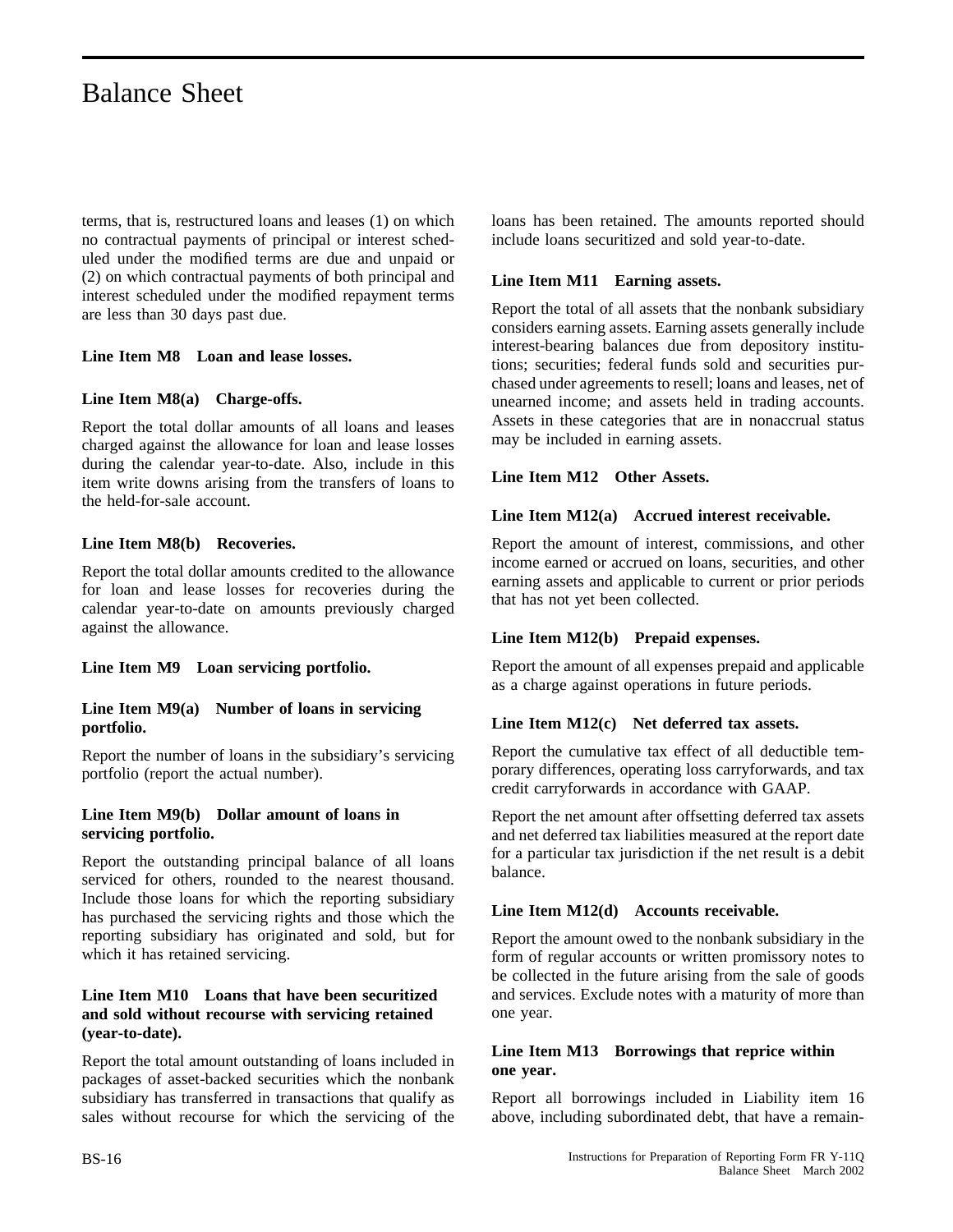terms, that is, restructured loans and leases (1) on which no contractual payments of principal or interest scheduled under the modified terms are due and unpaid or (2) on which contractual payments of both principal and interest scheduled under the modified repayment terms are less than 30 days past due.

**Line Item M8 Loan and lease losses.**

**Line Item M8(a) Charge-offs.**

Report the total dollar amounts of all loans and leases charged against the allowance for loan and lease losses during the calendar year-to-date. Also, include in this item write downs arising from the transfers of loans to the held-for-sale account.

**Line Item M8(b) Recoveries.**

Report the total dollar amounts credited to the allowance for loan and lease losses for recoveries during the calendar year-to-date on amounts previously charged against the allowance.

**Line Item M9 Loan servicing portfolio.**

**Line Item M9(a) Number of loans in servicing portfolio.**

Report the number of loans in the subsidiary's servicing portfolio (report the actual number).

**Line Item M9(b) Dollar amount of loans in servicing portfolio.**

Report the outstanding principal balance of all loans serviced for others, rounded to the nearest thousand. Include those loans for which the reporting subsidiary has purchased the servicing rights and those which the reporting subsidiary has originated and sold, but for which it has retained servicing.

**Line Item M10 Loans that have been securitized and sold without recourse with servicing retained (year-to-date).**

Report the total amount outstanding of loans included in packages of asset-backed securities which the nonbank subsidiary has transferred in transactions that qualify as sales without recourse for which the servicing of the loans has been retained. The amounts reported should include loans securitized and sold year-to-date.

**Line Item M11 Earning assets.**

Report the total of all assets that the nonbank subsidiary considers earning assets. Earning assets generally include interest-bearing balances due from depository institutions; securities; federal funds sold and securities purchased under agreements to resell; loans and leases, net of unearned income; and assets held in trading accounts. Assets in these categories that are in nonaccrual status may be included in earning assets.

**Line Item M12 Other Assets.**

**Line Item M12(a) Accrued interest receivable.**

Report the amount of interest, commissions, and other income earned or accrued on loans, securities, and other earning assets and applicable to current or prior periods that has not yet been collected.

**Line Item M12(b) Prepaid expenses.**

Report the amount of all expenses prepaid and applicable as a charge against operations in future periods.

**Line Item M12(c) Net deferred tax assets.**

Report the cumulative tax effect of all deductible temporary differences, operating loss carryforwards, and tax credit carryforwards in accordance with GAAP.

Report the net amount after offsetting deferred tax assets and net deferred tax liabilities measured at the report date for a particular tax jurisdiction if the net result is a debit balance.

**Line Item M12(d) Accounts receivable.**

Report the amount owed to the nonbank subsidiary in the form of regular accounts or written promissory notes to be collected in the future arising from the sale of goods and services. Exclude notes with a maturity of more than one year.

**Line Item M13 Borrowings that reprice within one year.**

Report all borrowings included in Liability item 16 above, including subordinated debt, that have a remain-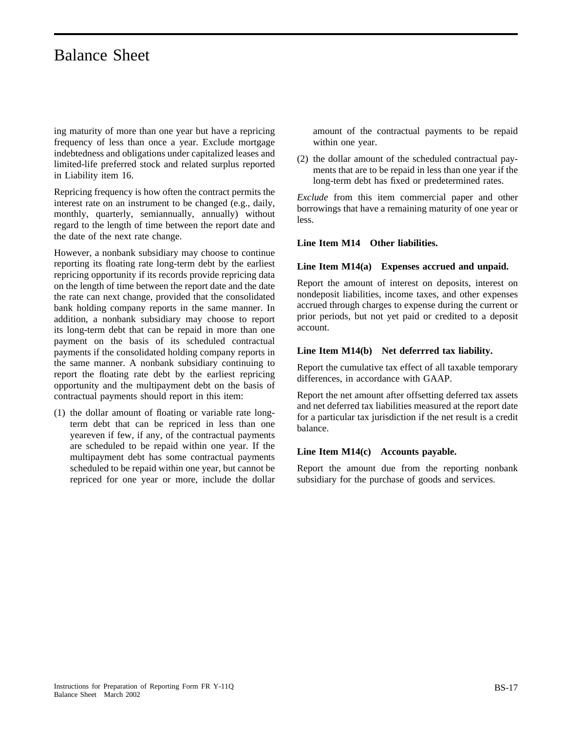ing maturity of more than one year but have a repricing frequency of less than once a year. Exclude mortgage indebtedness and obligations under capitalized leases and limited-life preferred stock and related surplus reported in Liability item 16.

Repricing frequency is how often the contract permits the interest rate on an instrument to be changed (e.g., daily, monthly, quarterly, semiannually, annually) without regard to the length of time between the report date and the date of the next rate change.

However, a nonbank subsidiary may choose to continue reporting its floating rate long-term debt by the earliest repricing opportunity if its records provide repricing data on the length of time between the report date and the date the rate can next change, provided that the consolidated bank holding company reports in the same manner. In addition, a nonbank subsidiary may choose to report its long-term debt that can be repaid in more than one payment on the basis of its scheduled contractual payments if the consolidated holding company reports in the same manner. A nonbank subsidiary continuing to report the floating rate debt by the earliest repricing opportunity and the multipayment debt on the basis of contractual payments should report in this item:

(1) the dollar amount of floating or variable rate long-term debt that can be repriced in less than one yeareven if few, if any, of the contractual payments are scheduled to be repaid within one year. If the multipayment debt has some contractual payments scheduled to be repaid within one year, but cannot be repriced for one year or more, include the dollar amount of the contractual payments to be repaid within one year.

(2) the dollar amount of the scheduled contractual payments that are to be repaid in less than one year if the long-term debt has fixed or predetermined rates.

*Exclude* from this item commercial paper and other borrowings that have a remaining maturity of one year or less.

### Line Item M14 Other liabilities.

### Line Item M14(a) Expenses accrued and unpaid.

Report the amount of interest on deposits, interest on nondeposit liabilities, income taxes, and other expenses accrued through charges to expense during the current or prior periods, but not yet paid or credited to a deposit account.

### Line Item M14(b) Net deferrred tax liability.

Report the cumulative tax effect of all taxable temporary differences, in accordance with GAAP.

Report the net amount after offsetting deferred tax assets and net deferred tax liabilities measured at the report date for a particular tax jurisdiction if the net result is a credit balance.

### Line Item M14(c) Accounts payable.

Report the amount due from the reporting nonbank subsidiary for the purchase of goods and services.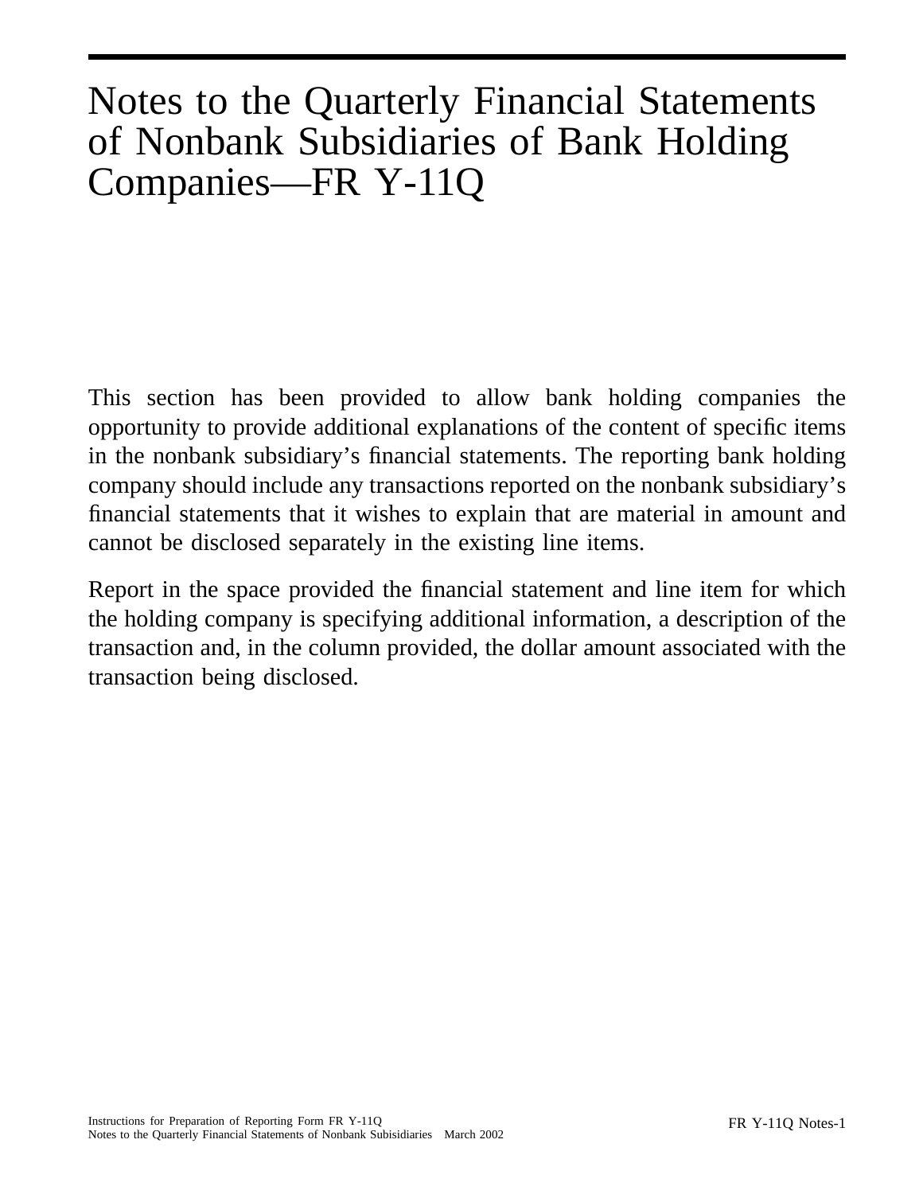# Notes to the Quarterly Financial Statements of Nonbank Subsidiaries of Bank Holding Companies—FR Y-11Q

This section has been provided to allow bank holding companies the opportunity to provide additional explanations of the content of specific items in the nonbank subsidiary's financial statements. The reporting bank holding company should include any transactions reported on the nonbank subsidiary's financial statements that it wishes to explain that are material in amount and cannot be disclosed separately in the existing line items.

Report in the space provided the financial statement and line item for which the holding company is specifying additional information, a description of the transaction and, in the column provided, the dollar amount associated with the transaction being disclosed.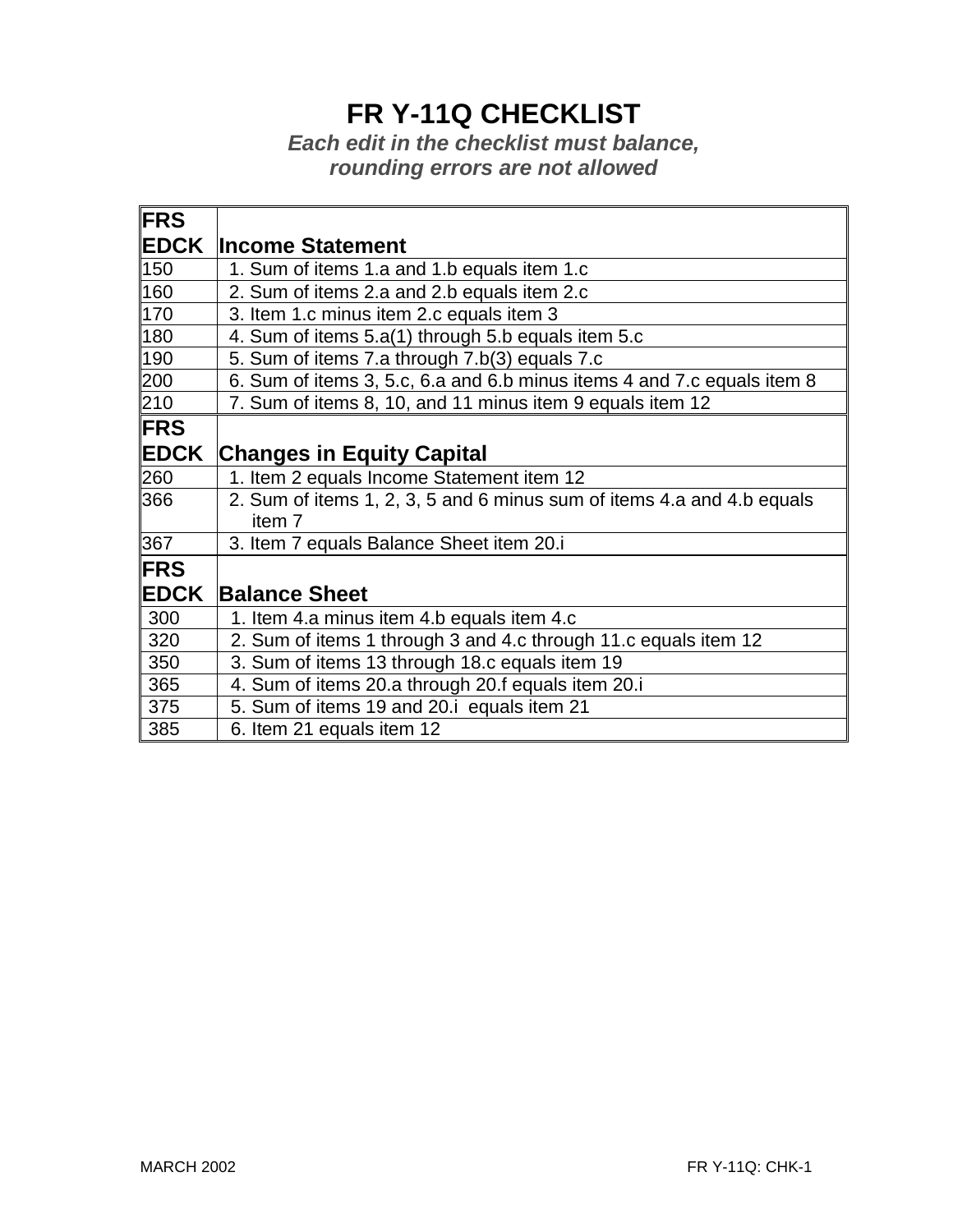# FR Y-11Q CHECKLIST

***Each edit in the checklist must balance, rounding errors are not allowed***

| FRS EDCK | Income Statement |
|---|---|
| 150 | 1. Sum of items 1.a and 1.b equals item 1.c |
| 160 | 2. Sum of items 2.a and 2.b equals item 2.c |
| 170 | 3. Item 1.c minus item 2.c equals item 3 |
| 180 | 4. Sum of items 5.a(1) through 5.b equals item 5.c |
| 190 | 5. Sum of items 7.a through 7.b(3) equals 7.c |
| 200 | 6. Sum of items 3, 5.c, 6.a and 6.b minus items 4 and 7.c equals item 8 |
| 210 | 7. Sum of items 8, 10, and 11 minus item 9 equals item 12 |
| **FRS EDCK** | **Changes in Equity Capital** |
| 260 | 1. Item 2 equals Income Statement item 12 |
| 366 | 2. Sum of items 1, 2, 3, 5 and 6 minus sum of items 4.a and 4.b equals item 7 |
| 367 | 3. Item 7 equals Balance Sheet item 20.i |
| **FRS EDCK** | **Balance Sheet** |
| 300 | 1. Item 4.a minus item 4.b equals item 4.c |
| 320 | 2. Sum of items 1 through 3 and 4.c through 11.c equals item 12 |
| 350 | 3. Sum of items 13 through 18.c equals item 19 |
| 365 | 4. Sum of items 20.a through 20.f equals item 20.i |
| 375 | 5. Sum of items 19 and 20.i equals item 21 |
| 385 | 6. Item 21 equals item 12 |